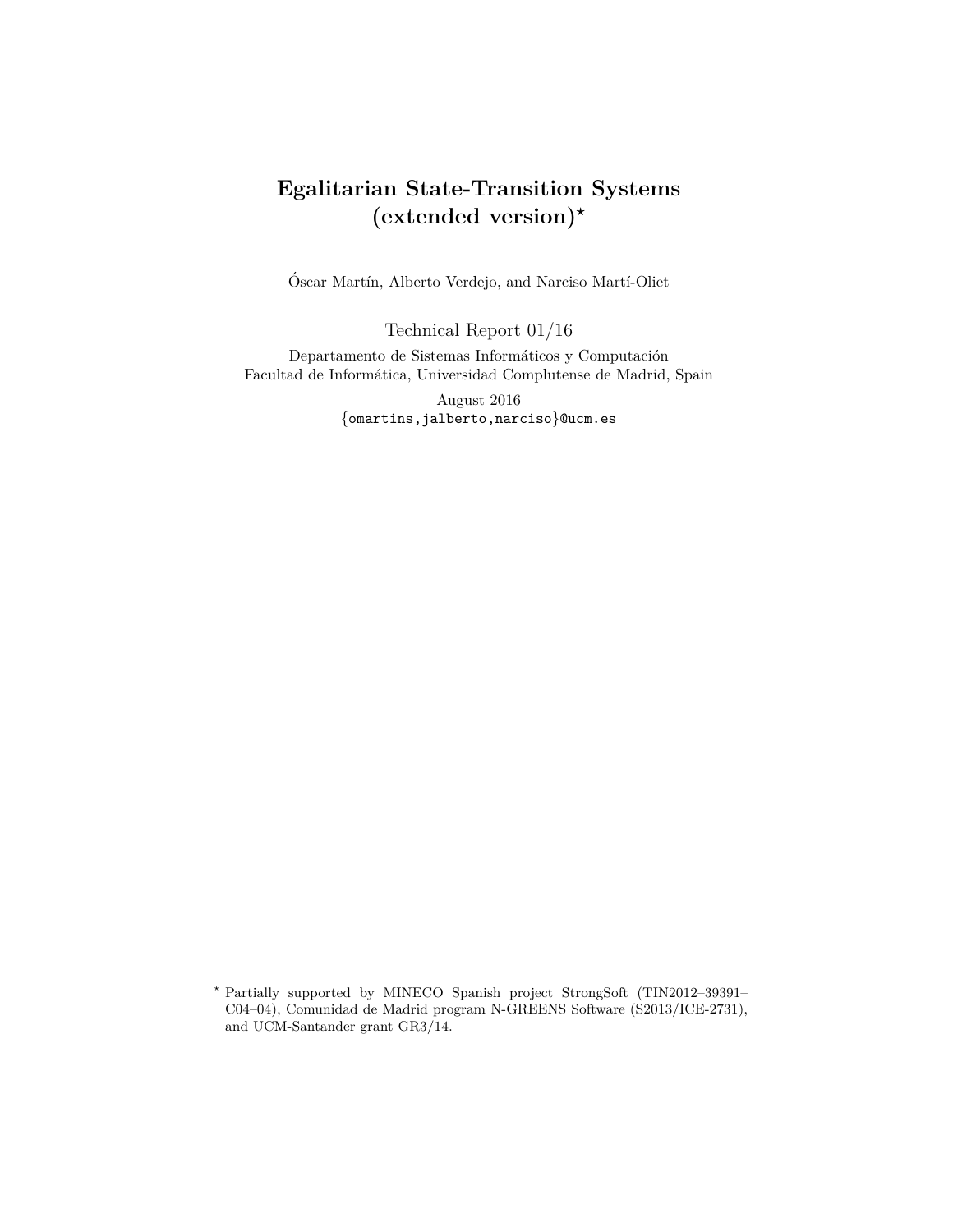# Egalitarian State-Transition Systems (extended version)*

Óscar Martín, Alberto Verdejo, and Narciso Martí-Oliet

Technical Report 01/16

Departamento de Sistemas Informáticos y Computación
Facultad de Informática, Universidad Complutense de Madrid, Spain

August 2016

{omartins,jalberto,narciso}@ucm.es

---

* Partially supported by MINECO Spanish project StrongSoft (TIN2012–39391–C04–04), Comunidad de Madrid program N-GREENS Software (S2013/ICE-2731), and UCM-Santander grant GR3/14.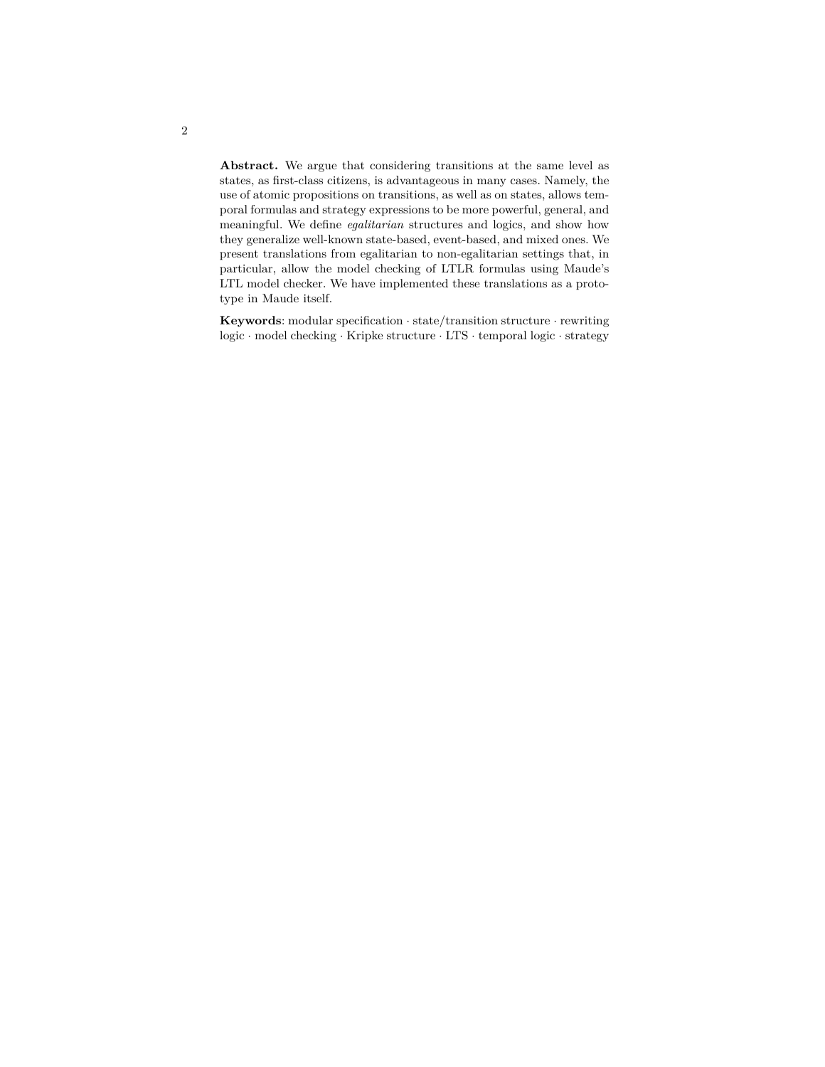**Abstract.** We argue that considering transitions at the same level as states, as first-class citizens, is advantageous in many cases. Namely, the use of atomic propositions on transitions, as well as on states, allows temporal formulas and strategy expressions to be more powerful, general, and meaningful. We define *egalitarian* structures and logics, and show how they generalize well-known state-based, event-based, and mixed ones. We present translations from egalitarian to non-egalitarian settings that, in particular, allow the model checking of LTLR formulas using Maude's LTL model checker. We have implemented these translations as a prototype in Maude itself.

**Keywords**: modular specification · state/transition structure · rewriting logic · model checking · Kripke structure · LTS · temporal logic · strategy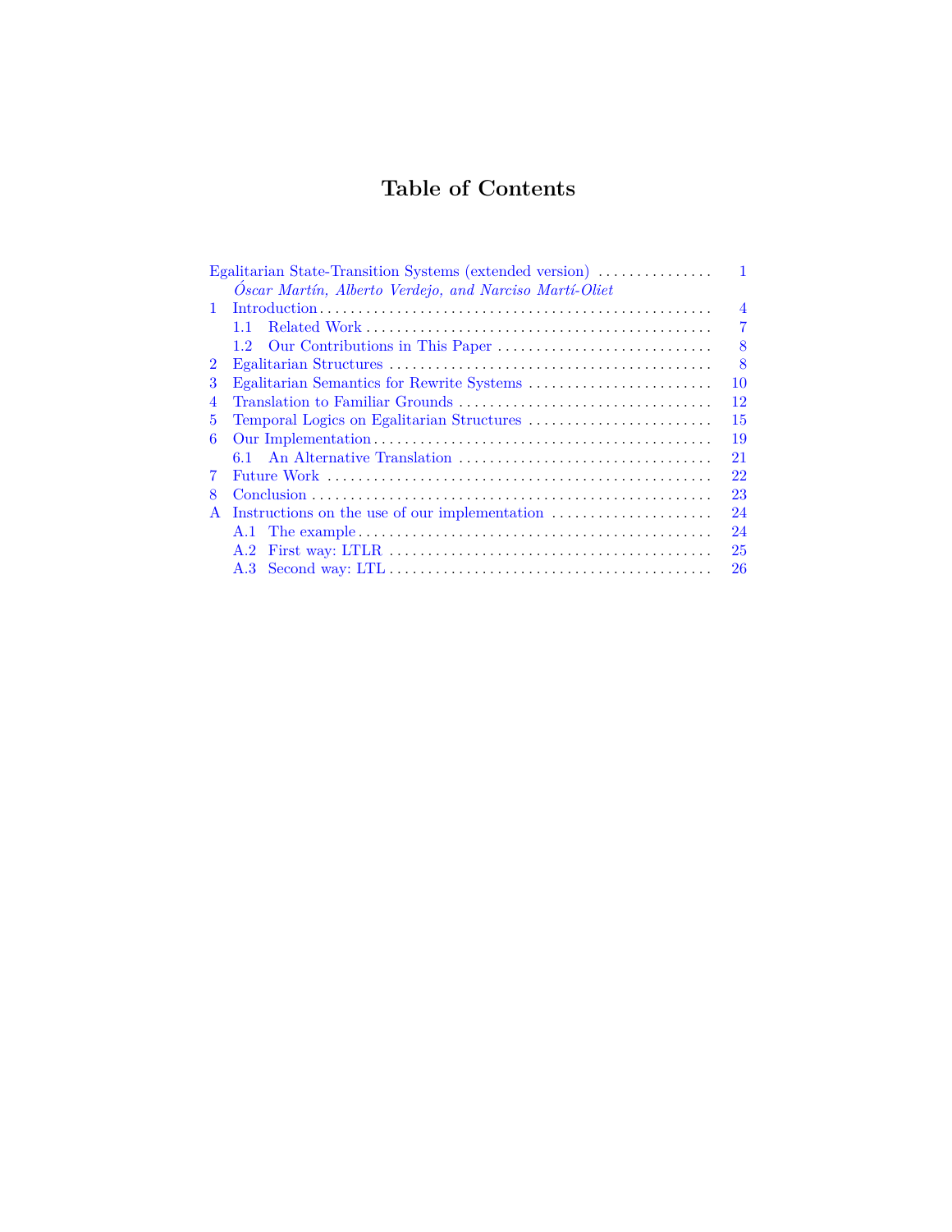# Table of Contents

| | | |
|---|---|---|
| Egalitarian State-Transition Systems (extended version) | | 1 |
| | *Óscar Martín, Alberto Verdejo, and Narciso Martí-Oliet* | |
| 1 | Introduction | 4 |
| | 1.1 Related Work | 7 |
| | 1.2 Our Contributions in This Paper | 8 |
| 2 | Egalitarian Structures | 8 |
| 3 | Egalitarian Semantics for Rewrite Systems | 10 |
| 4 | Translation to Familiar Grounds | 12 |
| 5 | Temporal Logics on Egalitarian Structures | 15 |
| 6 | Our Implementation | 19 |
| | 6.1 An Alternative Translation | 21 |
| 7 | Future Work | 22 |
| 8 | Conclusion | 23 |
| A | Instructions on the use of our implementation | 24 |
| | A.1 The example | 24 |
| | A.2 First way: LTLR | 25 |
| | A.3 Second way: LTL | 26 |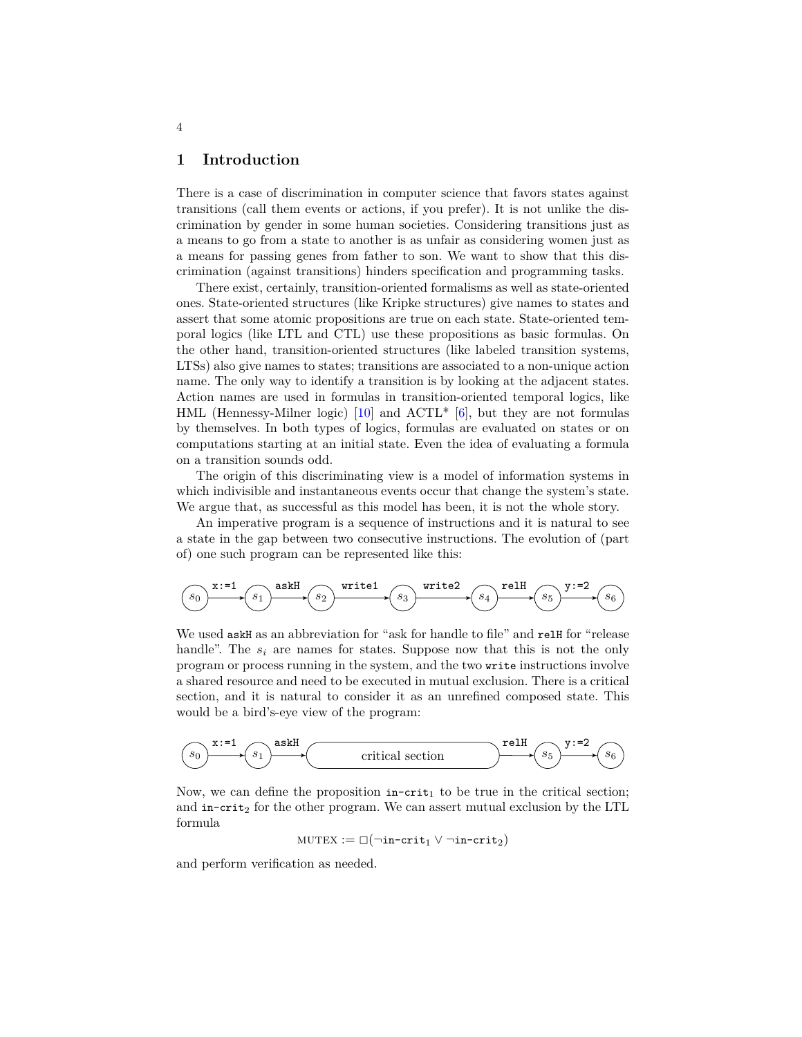## 1 Introduction

There is a case of discrimination in computer science that favors states against transitions (call them events or actions, if you prefer). It is not unlike the discrimination by gender in some human societies. Considering transitions just as a means to go from a state to another is as unfair as considering women just as a means for passing genes from father to son. We want to show that this discrimination (against transitions) hinders specification and programming tasks.

There exist, certainly, transition-oriented formalisms as well as state-oriented ones. State-oriented structures (like Kripke structures) give names to states and assert that some atomic propositions are true on each state. State-oriented temporal logics (like LTL and CTL) use these propositions as basic formulas. On the other hand, transition-oriented structures (like labeled transition systems, LTSs) also give names to states; transitions are associated to a non-unique action name. The only way to identify a transition is by looking at the adjacent states. Action names are used in formulas in transition-oriented temporal logics, like HML (Hennessy-Milner logic) [10] and ACTL* [6], but they are not formulas by themselves. In both types of logics, formulas are evaluated on states or on computations starting at an initial state. Even the idea of evaluating a formula on a transition sounds odd.

The origin of this discriminating view is a model of information systems in which indivisible and instantaneous events occur that change the system's state. We argue that, as successful as this model has been, it is not the whole story.

An imperative program is a sequence of instructions and it is natural to see a state in the gap between two consecutive instructions. The evolution of (part of) one such program can be represented like this:

$s_0$ —`x:=1`→ $s_1$ —`askH`→ $s_2$ —`write1`→ $s_3$ —`write2`→ $s_4$ —`relH`→ $s_5$ —`y:=2`→ $s_6$

We used `askH` as an abbreviation for "ask for handle to file" and `relH` for "release handle". The $s_i$ are names for states. Suppose now that this is not the only program or process running in the system, and the two `write` instructions involve a shared resource and need to be executed in mutual exclusion. There is a critical section, and it is natural to consider it as an unrefined composed state. This would be a bird's-eye view of the program:

$s_0$ —`x:=1`→ $s_1$ —`askH`→ (critical section) —`relH`→ $s_5$ —`y:=2`→ $s_6$

Now, we can define the proposition $\texttt{in-crit}_1$ to be true in the critical section; and $\texttt{in-crit}_2$ for the other program. We can assert mutual exclusion by the LTL formula

$$\text{MUTEX} := \Box(\neg\texttt{in-crit}_1 \vee \neg\texttt{in-crit}_2)$$

and perform verification as needed.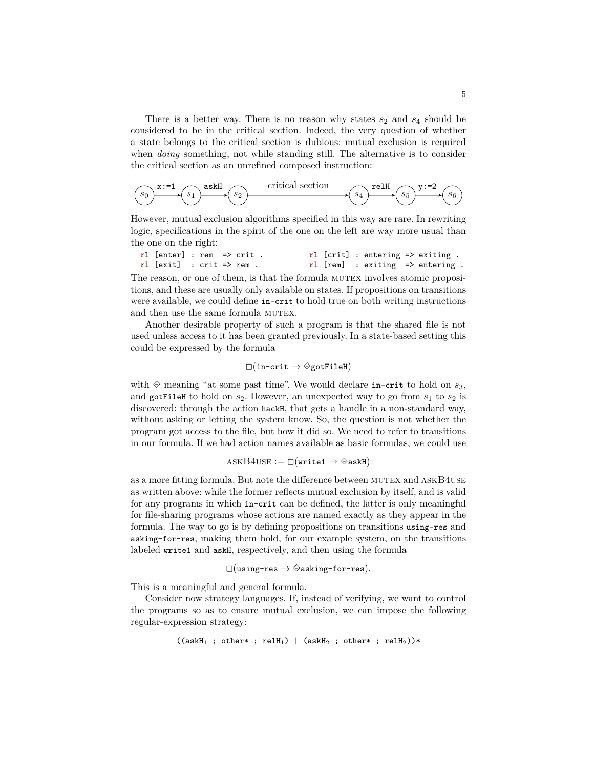There is a better way. There is no reason why states $s_2$ and $s_4$ should be considered to be in the critical section. Indeed, the very question of whether a state belongs to the critical section is dubious: mutual exclusion is required when *doing* something, not while standing still. The alternative is to consider the critical section as an unrefined composed instruction:

$$s_0 \xrightarrow{\texttt{x:=1}} s_1 \xrightarrow{\texttt{askH}} s_2 \xrightarrow{\text{critical section}} s_4 \xrightarrow{\texttt{relH}} s_5 \xrightarrow{\texttt{y:=2}} s_6$$

However, mutual exclusion algorithms specified in this way are rare. In rewriting logic, specifications in the spirit of the one on the left are way more usual than the one on the right:

```
rl [enter] : rem  => crit .          rl [crit] : entering => exiting .
rl [exit]  : crit => rem .           rl [rem]  : exiting  => entering .
```

The reason, or one of them, is that the formula MUTEX involves atomic propositions, and these are usually only available on states. If propositions on transitions were available, we could define `in-crit` to hold true on both writing instructions and then use the same formula MUTEX.

Another desirable property of such a program is that the shared file is not used unless access to it has been granted previously. In a state-based setting this could be expressed by the formula

$$\Box(\texttt{in-crit} \to \diamondminus\texttt{gotFileH})$$

with $\diamondminus$ meaning "at some past time". We would declare `in-crit` to hold on $s_3$, and `gotFileH` to hold on $s_2$. However, an unexpected way to go from $s_1$ to $s_2$ is discovered: through the action `hackH`, that gets a handle in a non-standard way, without asking or letting the system know. So, the question is not whether the program got access to the file, but how it did so. We need to refer to transitions in our formula. If we had action names available as basic formulas, we could use

$$\text{ASKB4USE} := \Box(\texttt{write1} \to \diamondminus\texttt{askH})$$

as a more fitting formula. But note the difference between MUTEX and ASKB4USE as written above: while the former reflects mutual exclusion by itself, and is valid for any programs in which `in-crit` can be defined, the latter is only meaningful for file-sharing programs whose actions are named exactly as they appear in the formula. The way to go is by defining propositions on transitions `using-res` and `asking-for-res`, making them hold, for our example system, on the transitions labeled `write1` and `askH`, respectively, and then using the formula

$$\Box(\texttt{using-res} \to \diamondminus\texttt{asking-for-res}).$$

This is a meaningful and general formula.

Consider now strategy languages. If, instead of verifying, we want to control the programs so as to ensure mutual exclusion, we can impose the following regular-expression strategy:

$$\texttt{((askH}_1\texttt{ ; other* ; relH}_1\texttt{) | (askH}_2\texttt{ ; other* ; relH}_2\texttt{))*}$$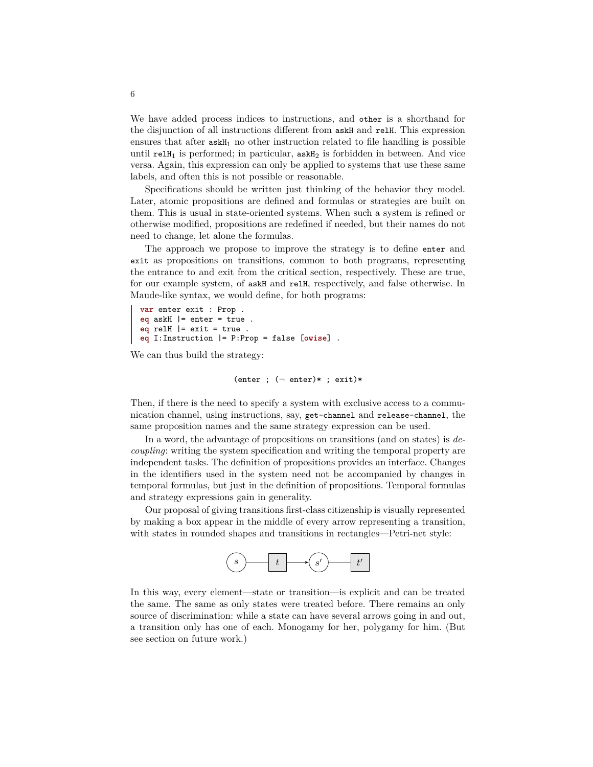We have added process indices to instructions, and `other` is a shorthand for the disjunction of all instructions different from `askH` and `relH`. This expression ensures that after $\texttt{askH}_1$ no other instruction related to file handling is possible until $\texttt{relH}_1$ is performed; in particular, $\texttt{askH}_2$ is forbidden in between. And vice versa. Again, this expression can only be applied to systems that use these same labels, and often this is not possible or reasonable.

Specifications should be written just thinking of the behavior they model. Later, atomic propositions are defined and formulas or strategies are built on them. This is usual in state-oriented systems. When such a system is refined or otherwise modified, propositions are redefined if needed, but their names do not need to change, let alone the formulas.

The approach we propose to improve the strategy is to define `enter` and `exit` as propositions on transitions, common to both programs, representing the entrance to and exit from the critical section, respectively. These are true, for our example system, of `askH` and `relH`, respectively, and false otherwise. In Maude-like syntax, we would define, for both programs:

```
var enter exit : Prop .
eq askH |= enter = true .
eq relH |= exit = true .
eq I:Instruction |= P:Prop = false [owise] .
```

We can thus build the strategy:

```
(enter ; (¬ enter)* ; exit)*
```

Then, if there is the need to specify a system with exclusive access to a communication channel, using instructions, say, `get-channel` and `release-channel`, the same proposition names and the same strategy expression can be used.

In a word, the advantage of propositions on transitions (and on states) is *decoupling*: writing the system specification and writing the temporal property are independent tasks. The definition of propositions provides an interface. Changes in the identifiers used in the system need not be accompanied by changes in temporal formulas, but just in the definition of propositions. Temporal formulas and strategy expressions gain in generality.

Our proposal of giving transitions first-class citizenship is visually represented by making a box appear in the middle of every arrow representing a transition, with states in rounded shapes and transitions in rectangles—Petri-net style:

$s$ — $t$ → $s'$ — $t'$

In this way, every element—state or transition—is explicit and can be treated the same. The same as only states were treated before. There remains an only source of discrimination: while a state can have several arrows going in and out, a transition only has one of each. Monogamy for her, polygamy for him. (But see section on future work.)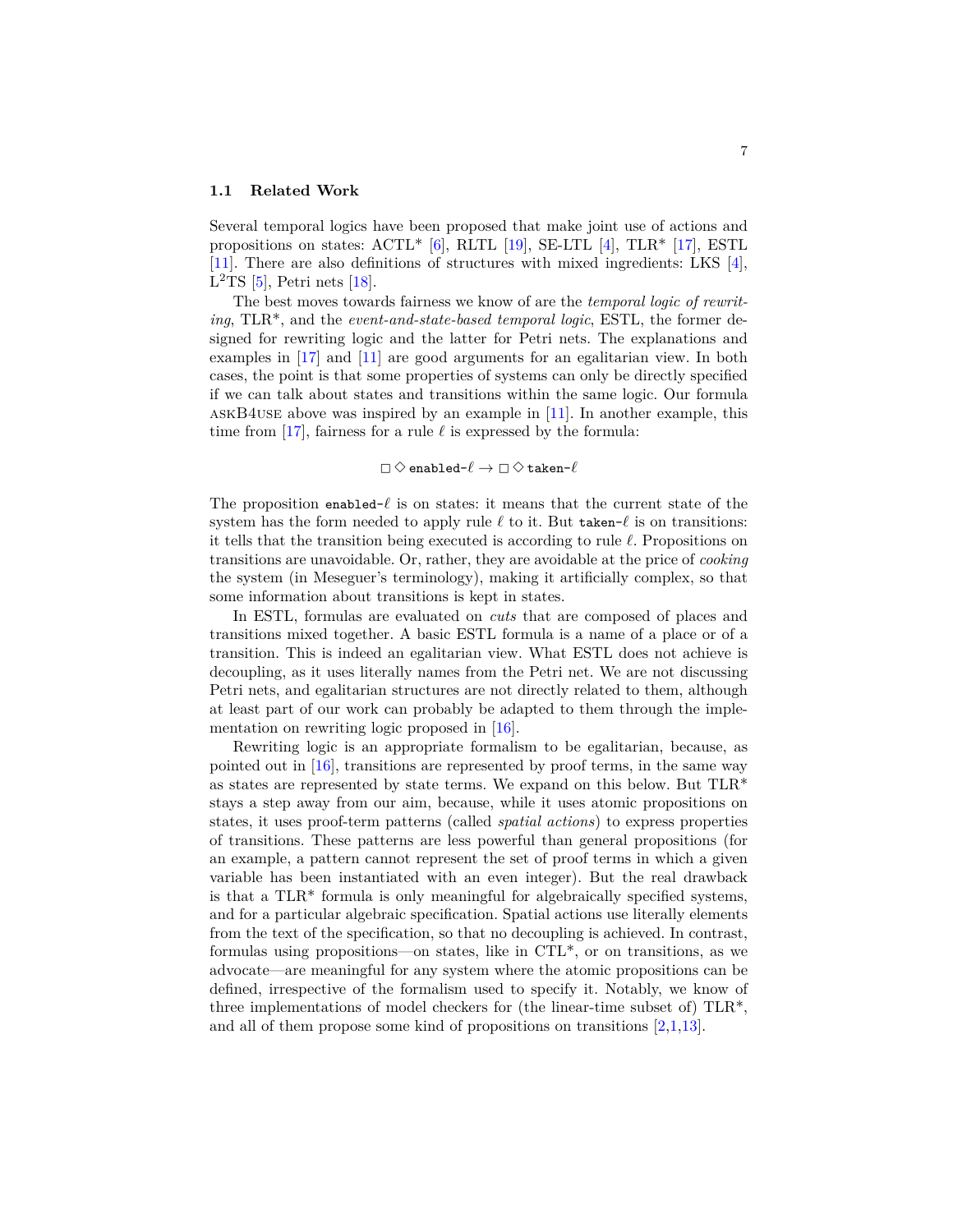### 1.1 Related Work

Several temporal logics have been proposed that make joint use of actions and propositions on states: ACTL* [6], RLTL [19], SE-LTL [4], TLR* [17], ESTL [11]. There are also definitions of structures with mixed ingredients: LKS [4], $L^2$TS [5], Petri nets [18].

The best moves towards fairness we know of are the *temporal logic of rewriting*, TLR*, and the *event-and-state-based temporal logic*, ESTL, the former designed for rewriting logic and the latter for Petri nets. The explanations and examples in [17] and [11] are good arguments for an egalitarian view. In both cases, the point is that some properties of systems can only be directly specified if we can talk about states and transitions within the same logic. Our formula askB4use above was inspired by an example in [11]. In another example, this time from [17], fairness for a rule $\ell$ is expressed by the formula:

$$\Box \Diamond \texttt{enabled-}\ell \rightarrow \Box \Diamond \texttt{taken-}\ell$$

The proposition `enabled-`$\ell$ is on states: it means that the current state of the system has the form needed to apply rule $\ell$ to it. But `taken-`$\ell$ is on transitions: it tells that the transition being executed is according to rule $\ell$. Propositions on transitions are unavoidable. Or, rather, they are avoidable at the price of *cooking* the system (in Meseguer's terminology), making it artificially complex, so that some information about transitions is kept in states.

In ESTL, formulas are evaluated on *cuts* that are composed of places and transitions mixed together. A basic ESTL formula is a name of a place or of a transition. This is indeed an egalitarian view. What ESTL does not achieve is decoupling, as it uses literally names from the Petri net. We are not discussing Petri nets, and egalitarian structures are not directly related to them, although at least part of our work can probably be adapted to them through the implementation on rewriting logic proposed in [16].

Rewriting logic is an appropriate formalism to be egalitarian, because, as pointed out in [16], transitions are represented by proof terms, in the same way as states are represented by state terms. We expand on this below. But TLR* stays a step away from our aim, because, while it uses atomic propositions on states, it uses proof-term patterns (called *spatial actions*) to express properties of transitions. These patterns are less powerful than general propositions (for an example, a pattern cannot represent the set of proof terms in which a given variable has been instantiated with an even integer). But the real drawback is that a TLR* formula is only meaningful for algebraically specified systems, and for a particular algebraic specification. Spatial actions use literally elements from the text of the specification, so that no decoupling is achieved. In contrast, formulas using propositions—on states, like in CTL*, or on transitions, as we advocate—are meaningful for any system where the atomic propositions can be defined, irrespective of the formalism used to specify it. Notably, we know of three implementations of model checkers for (the linear-time subset of) TLR*, and all of them propose some kind of propositions on transitions [2,1,13].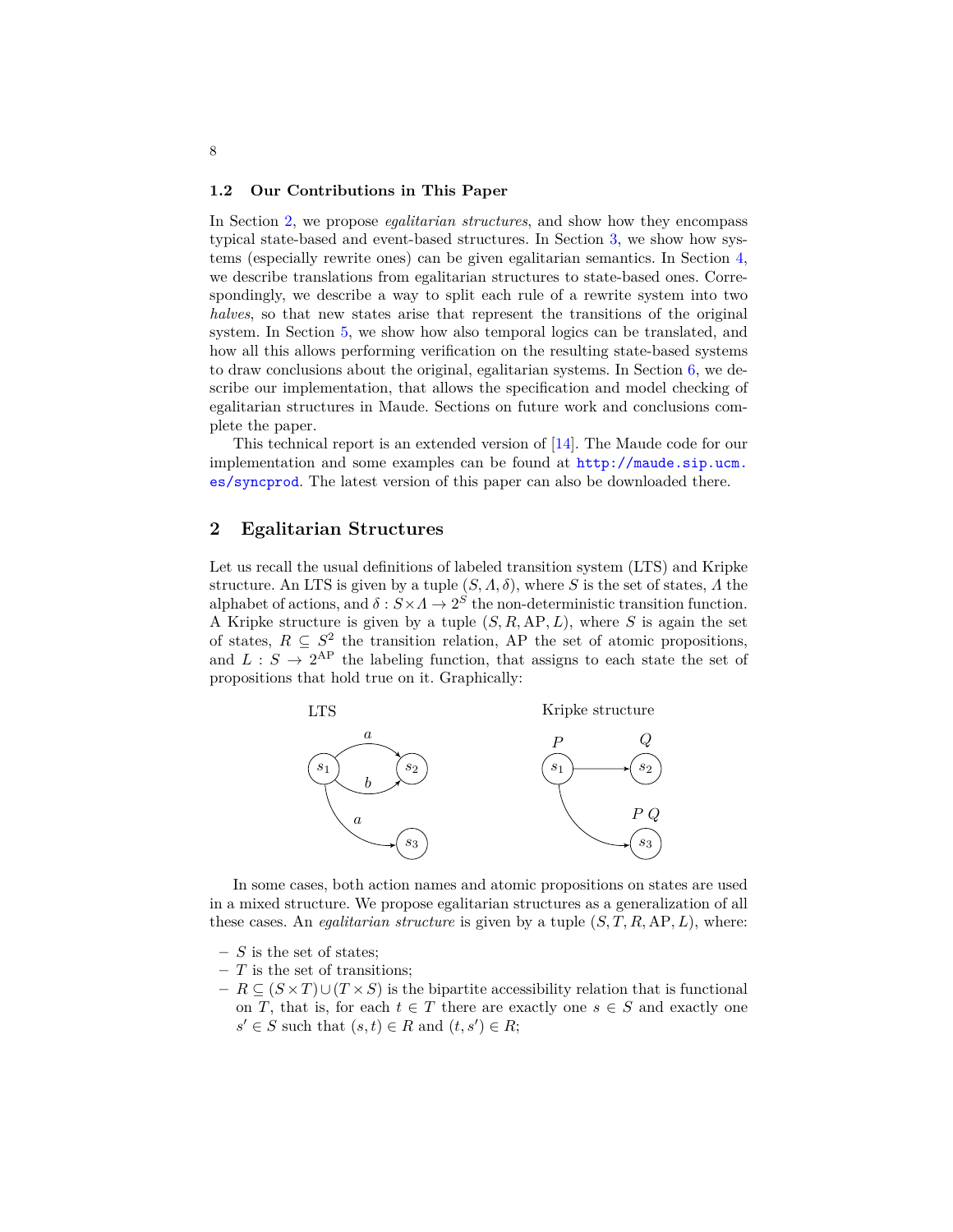### 1.2 Our Contributions in This Paper

In Section 2, we propose *egalitarian structures*, and show how they encompass typical state-based and event-based structures. In Section 3, we show how systems (especially rewrite ones) can be given egalitarian semantics. In Section 4, we describe translations from egalitarian structures to state-based ones. Correspondingly, we describe a way to split each rule of a rewrite system into two *halves*, so that new states arise that represent the transitions of the original system. In Section 5, we show how also temporal logics can be translated, and how all this allows performing verification on the resulting state-based systems to draw conclusions about the original, egalitarian systems. In Section 6, we describe our implementation, that allows the specification and model checking of egalitarian structures in Maude. Sections on future work and conclusions complete the paper.

This technical report is an extended version of [14]. The Maude code for our implementation and some examples can be found at http://maude.sip.ucm.es/syncprod. The latest version of this paper can also be downloaded there.

## 2 Egalitarian Structures

Let us recall the usual definitions of labeled transition system (LTS) and Kripke structure. An LTS is given by a tuple $(S, \Lambda, \delta)$, where $S$ is the set of states, $\Lambda$ the alphabet of actions, and $\delta : S \times \Lambda \to 2^S$ the non-deterministic transition function. A Kripke structure is given by a tuple $(S, R, \mathrm{AP}, L)$, where $S$ is again the set of states, $R \subseteq S^2$ the transition relation, AP the set of atomic propositions, and $L : S \to 2^{\mathrm{AP}}$ the labeling function, that assigns to each state the set of propositions that hold true on it. Graphically:

In some cases, both action names and atomic propositions on states are used in a mixed structure. We propose egalitarian structures as a generalization of all these cases. An *egalitarian structure* is given by a tuple $(S, T, R, \mathrm{AP}, L)$, where:

- $S$ is the set of states;
- $T$ is the set of transitions;
- $R \subseteq (S \times T) \cup (T \times S)$ is the bipartite accessibility relation that is functional on $T$, that is, for each $t \in T$ there are exactly one $s \in S$ and exactly one $s' \in S$ such that $(s, t) \in R$ and $(t, s') \in R$;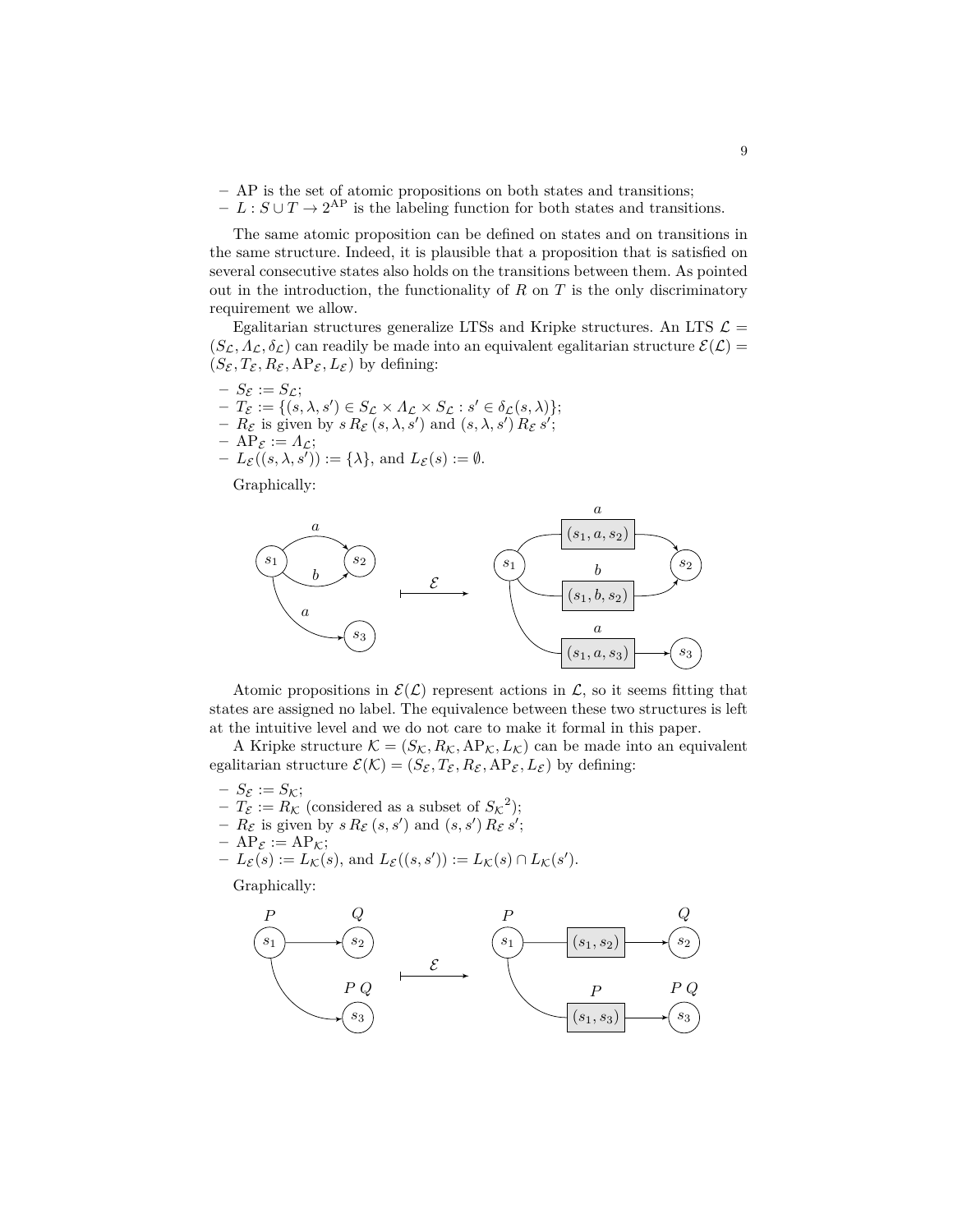– AP is the set of atomic propositions on both states and transitions;
– $L : S \cup T \to 2^{\mathrm{AP}}$ is the labeling function for both states and transitions.

The same atomic proposition can be defined on states and on transitions in the same structure. Indeed, it is plausible that a proposition that is satisfied on several consecutive states also holds on the transitions between them. As pointed out in the introduction, the functionality of $R$ on $T$ is the only discriminatory requirement we allow.

Egalitarian structures generalize LTSs and Kripke structures. An LTS $\mathcal{L} = (S_{\mathcal{L}}, \Lambda_{\mathcal{L}}, \delta_{\mathcal{L}})$ can readily be made into an equivalent egalitarian structure $\mathcal{E}(\mathcal{L}) = (S_{\mathcal{E}}, T_{\mathcal{E}}, R_{\mathcal{E}}, \mathrm{AP}_{\mathcal{E}}, L_{\mathcal{E}})$ by defining:

– $S_{\mathcal{E}} := S_{\mathcal{L}}$;
– $T_{\mathcal{E}} := \{(s, \lambda, s') \in S_{\mathcal{L}} \times \Lambda_{\mathcal{L}} \times S_{\mathcal{L}} : s' \in \delta_{\mathcal{L}}(s, \lambda)\}$;
– $R_{\mathcal{E}}$ is given by $s \, R_{\mathcal{E}} \, (s, \lambda, s')$ and $(s, \lambda, s') \, R_{\mathcal{E}} \, s'$;
– $\mathrm{AP}_{\mathcal{E}} := \Lambda_{\mathcal{L}}$;
– $L_{\mathcal{E}}((s, \lambda, s')) := \{\lambda\}$, and $L_{\mathcal{E}}(s) := \emptyset$.

Graphically:

Atomic propositions in $\mathcal{E}(\mathcal{L})$ represent actions in $\mathcal{L}$, so it seems fitting that states are assigned no label. The equivalence between these two structures is left at the intuitive level and we do not care to make it formal in this paper.

A Kripke structure $\mathcal{K} = (S_{\mathcal{K}}, R_{\mathcal{K}}, \mathrm{AP}_{\mathcal{K}}, L_{\mathcal{K}})$ can be made into an equivalent egalitarian structure $\mathcal{E}(\mathcal{K}) = (S_{\mathcal{E}}, T_{\mathcal{E}}, R_{\mathcal{E}}, \mathrm{AP}_{\mathcal{E}}, L_{\mathcal{E}})$ by defining:

– $S_{\mathcal{E}} := S_{\mathcal{K}}$;
– $T_{\mathcal{E}} := R_{\mathcal{K}}$ (considered as a subset of ${S_{\mathcal{K}}}^2$);
– $R_{\mathcal{E}}$ is given by $s \, R_{\mathcal{E}} \, (s, s')$ and $(s, s') \, R_{\mathcal{E}} \, s'$;
– $\mathrm{AP}_{\mathcal{E}} := \mathrm{AP}_{\mathcal{K}}$;
– $L_{\mathcal{E}}(s) := L_{\mathcal{K}}(s)$, and $L_{\mathcal{E}}((s, s')) := L_{\mathcal{K}}(s) \cap L_{\mathcal{K}}(s')$.

Graphically: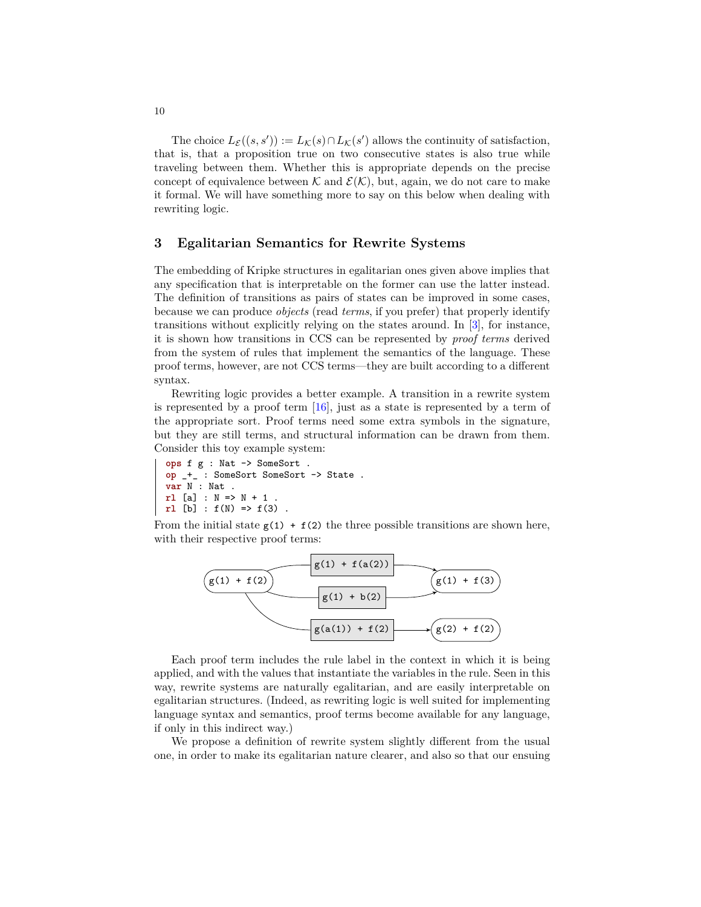The choice $L_{\mathcal{E}}((s, s')) := L_{\mathcal{K}}(s) \cap L_{\mathcal{K}}(s')$ allows the continuity of satisfaction, that is, that a proposition true on two consecutive states is also true while traveling between them. Whether this is appropriate depends on the precise concept of equivalence between $\mathcal{K}$ and $\mathcal{E}(\mathcal{K})$, but, again, we do not care to make it formal. We will have something more to say on this below when dealing with rewriting logic.

## 3 Egalitarian Semantics for Rewrite Systems

The embedding of Kripke structures in egalitarian ones given above implies that any specification that is interpretable on the former can use the latter instead. The definition of transitions as pairs of states can be improved in some cases, because we can produce *objects* (read *terms*, if you prefer) that properly identify transitions without explicitly relying on the states around. In [3], for instance, it is shown how transitions in CCS can be represented by *proof terms* derived from the system of rules that implement the semantics of the language. These proof terms, however, are not CCS terms—they are built according to a different syntax.

Rewriting logic provides a better example. A transition in a rewrite system is represented by a proof term [16], just as a state is represented by a term of the appropriate sort. Proof terms need some extra symbols in the signature, but they are still terms, and structural information can be drawn from them. Consider this toy example system:

```
ops f g : Nat -> SomeSort .
op _+_ : SomeSort SomeSort -> State .
var N : Nat .
rl [a] : N => N + 1 .
rl [b] : f(N) => f(3) .
```

From the initial state `g(1) + f(2)` the three possible transitions are shown here, with their respective proof terms:

```
g(1) + f(2)  --[ g(1) + f(a(2)) ]-->  g(1) + f(3)
g(1) + f(2)  --[ g(1) + b(2) ]------>  g(1) + f(3)
g(1) + f(2)  --[ g(a(1)) + f(2) ]--->  g(2) + f(2)
```

Each proof term includes the rule label in the context in which it is being applied, and with the values that instantiate the variables in the rule. Seen in this way, rewrite systems are naturally egalitarian, and are easily interpretable on egalitarian structures. (Indeed, as rewriting logic is well suited for implementing language syntax and semantics, proof terms become available for any language, if only in this indirect way.)

We propose a definition of rewrite system slightly different from the usual one, in order to make its egalitarian nature clearer, and also so that our ensuing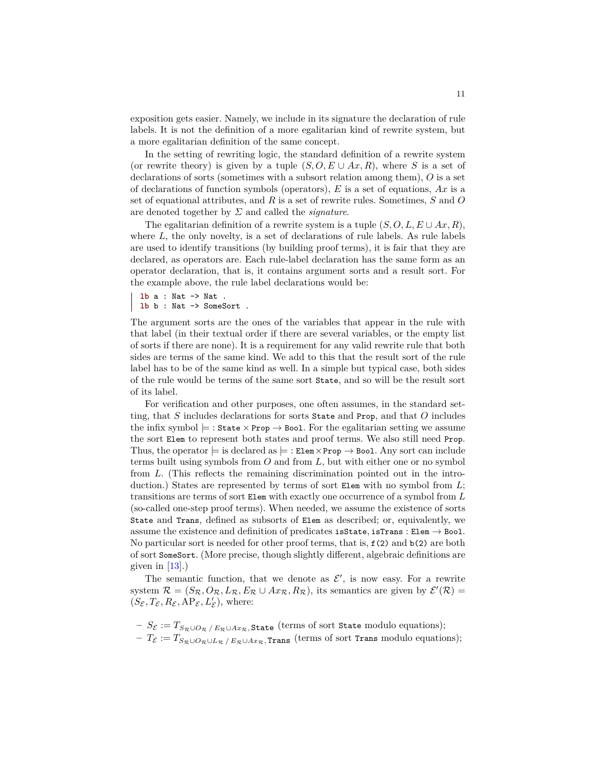exposition gets easier. Namely, we include in its signature the declaration of rule labels. It is not the definition of a more egalitarian kind of rewrite system, but a more egalitarian definition of the same concept.

In the setting of rewriting logic, the standard definition of a rewrite system (or rewrite theory) is given by a tuple $(S, O, E \cup Ax, R)$, where $S$ is a set of declarations of sorts (sometimes with a subsort relation among them), $O$ is a set of declarations of function symbols (operators), $E$ is a set of equations, $Ax$ is a set of equational attributes, and $R$ is a set of rewrite rules. Sometimes, $S$ and $O$ are denoted together by $\Sigma$ and called the *signature*.

The egalitarian definition of a rewrite system is a tuple $(S, O, L, E \cup Ax, R)$, where $L$, the only novelty, is a set of declarations of rule labels. As rule labels are used to identify transitions (by building proof terms), it is fair that they are declared, as operators are. Each rule-label declaration has the same form as an operator declaration, that is, it contains argument sorts and a result sort. For the example above, the rule label declarations would be:

```
lb a : Nat -> Nat .
lb b : Nat -> SomeSort .
```

The argument sorts are the ones of the variables that appear in the rule with that label (in their textual order if there are several variables, or the empty list of sorts if there are none). It is a requirement for any valid rewrite rule that both sides are terms of the same kind. We add to this that the result sort of the rule label has to be of the same kind as well. In a simple but typical case, both sides of the rule would be terms of the same sort `State`, and so will be the result sort of its label.

For verification and other purposes, one often assumes, in the standard setting, that $S$ includes declarations for sorts `State` and `Prop`, and that $O$ includes the infix symbol $\models : \texttt{State} \times \texttt{Prop} \to \texttt{Bool}$. For the egalitarian setting we assume the sort `Elem` to represent both states and proof terms. We also still need `Prop`. Thus, the operator $\models$ is declared as $\models : \texttt{Elem} \times \texttt{Prop} \to \texttt{Bool}$. Any sort can include terms built using symbols from $O$ and from $L$, but with either one or no symbol from $L$. (This reflects the remaining discrimination pointed out in the introduction.) States are represented by terms of sort `Elem` with no symbol from $L$; transitions are terms of sort `Elem` with exactly one occurrence of a symbol from $L$ (so-called one-step proof terms). When needed, we assume the existence of sorts `State` and `Trans`, defined as subsorts of `Elem` as described; or, equivalently, we assume the existence and definition of predicates $\texttt{isState}, \texttt{isTrans} : \texttt{Elem} \to \texttt{Bool}$. No particular sort is needed for other proof terms, that is, `f(2)` and `b(2)` are both of sort `SomeSort`. (More precise, though slightly different, algebraic definitions are given in [13].)

The semantic function, that we denote as $\mathcal{E}'$, is now easy. For a rewrite system $\mathcal{R} = (S_\mathcal{R}, O_\mathcal{R}, L_\mathcal{R}, E_\mathcal{R} \cup Ax_\mathcal{R}, R_\mathcal{R})$, its semantics are given by $\mathcal{E}'(\mathcal{R}) = (S_\mathcal{E}, T_\mathcal{E}, R_\mathcal{E}, \mathrm{AP}_\mathcal{E}, L'_\mathcal{E})$, where:

- $S_\mathcal{E} := T_{S_\mathcal{R} \cup O_\mathcal{R} \,/\, E_\mathcal{R} \cup Ax_\mathcal{R}, \texttt{State}}$ (terms of sort `State` modulo equations);
- $T_\mathcal{E} := T_{S_\mathcal{R} \cup O_\mathcal{R} \cup L_\mathcal{R} \,/\, E_\mathcal{R} \cup Ax_\mathcal{R}, \texttt{Trans}}$ (terms of sort `Trans` modulo equations);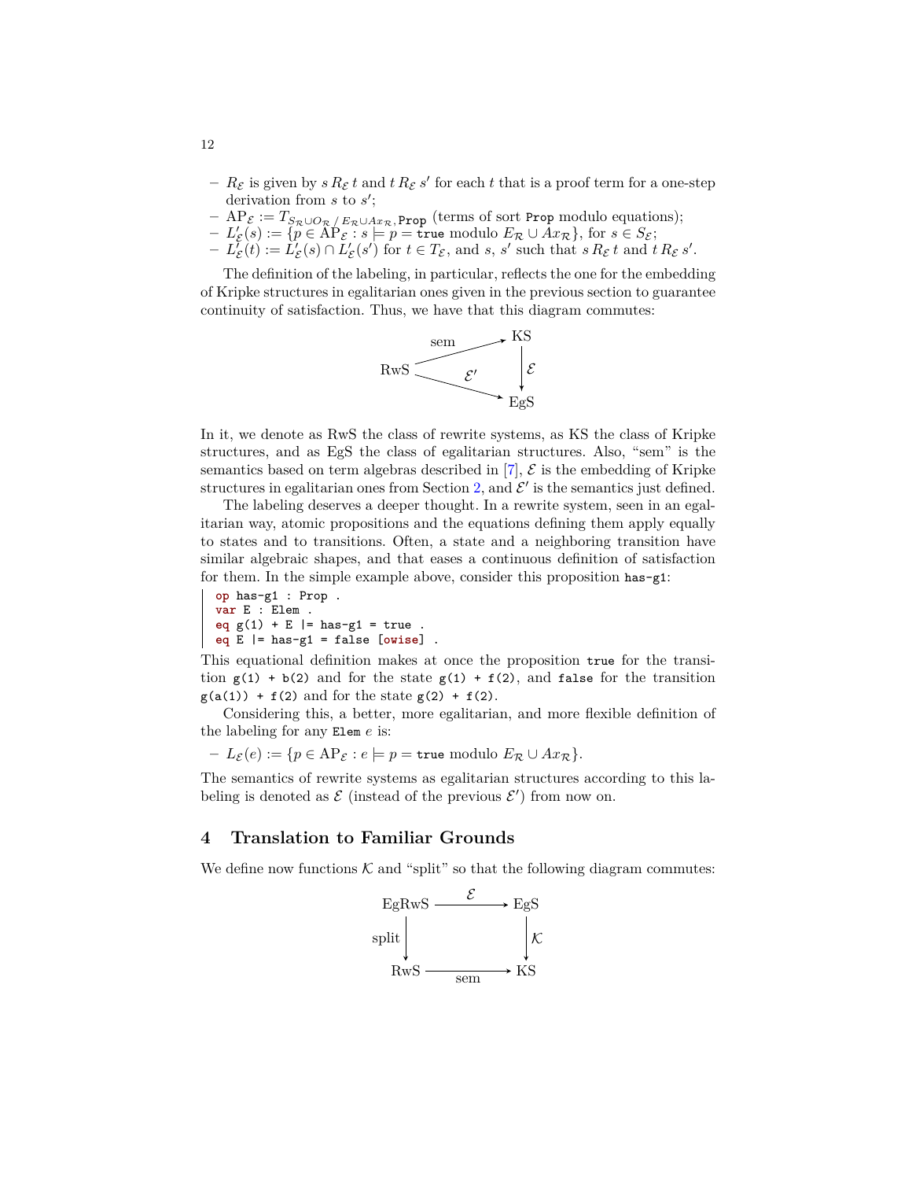- $R_\mathcal{E}$ is given by $s\, R_\mathcal{E}\, t$ and $t\, R_\mathcal{E}\, s'$ for each $t$ that is a proof term for a one-step derivation from $s$ to $s'$;
- $\mathrm{AP}_\mathcal{E} := T_{S_\mathcal{R} \cup O_\mathcal{R}\, /\, E_\mathcal{R} \cup Ax_\mathcal{R},\, \texttt{Prop}}$ (terms of sort `Prop` modulo equations);
- $L'_\mathcal{E}(s) := \{p \in \mathrm{AP}_\mathcal{E} : s \models p = \texttt{true} \text{ modulo } E_\mathcal{R} \cup Ax_\mathcal{R}\}$, for $s \in S_\mathcal{E}$;
- $L'_\mathcal{E}(t) := L'_\mathcal{E}(s) \cap L'_\mathcal{E}(s')$ for $t \in T_\mathcal{E}$, and $s$, $s'$ such that $s\, R_\mathcal{E}\, t$ and $t\, R_\mathcal{E}\, s'$.

The definition of the labeling, in particular, reflects the one for the embedding of Kripke structures in egalitarian ones given in the previous section to guarantee continuity of satisfaction. Thus, we have that this diagram commutes:

$$\begin{array}{ccc} & \xrightarrow{\text{sem}} & \text{KS} \\ \text{RwS} & & \downarrow \mathcal{E} \\ & \xrightarrow{\mathcal{E}'} & \text{EgS} \end{array}$$

In it, we denote as RwS the class of rewrite systems, as KS the class of Kripke structures, and as EgS the class of egalitarian structures. Also, "sem" is the semantics based on term algebras described in [7], $\mathcal{E}$ is the embedding of Kripke structures in egalitarian ones from Section 2, and $\mathcal{E}'$ is the semantics just defined.

The labeling deserves a deeper thought. In a rewrite system, seen in an egalitarian way, atomic propositions and the equations defining them apply equally to states and to transitions. Often, a state and a neighboring transition have similar algebraic shapes, and that eases a continuous definition of satisfaction for them. In the simple example above, consider this proposition `has-g1`:

```
op has-g1 : Prop .
var E : Elem .
eq g(1) + E |= has-g1 = true .
eq E |= has-g1 = false [owise] .
```

This equational definition makes at once the proposition `true` for the transition `g(1) + b(2)` and for the state `g(1) + f(2)`, and `false` for the transition `g(a(1)) + f(2)` and for the state `g(2) + f(2)`.

Considering this, a better, more egalitarian, and more flexible definition of the labeling for any `Elem` $e$ is:

- $L_\mathcal{E}(e) := \{p \in \mathrm{AP}_\mathcal{E} : e \models p = \texttt{true} \text{ modulo } E_\mathcal{R} \cup Ax_\mathcal{R}\}$.

The semantics of rewrite systems as egalitarian structures according to this labeling is denoted as $\mathcal{E}$ (instead of the previous $\mathcal{E}'$) from now on.

## 4 Translation to Familiar Grounds

We define now functions $\mathcal{K}$ and "split" so that the following diagram commutes:

$$\begin{array}{ccc} \text{EgRwS} & \xrightarrow{\mathcal{E}} & \text{EgS} \\ \text{split} \downarrow & & \downarrow \mathcal{K} \\ \text{RwS} & \xrightarrow[\text{sem}]{} & \text{KS} \end{array}$$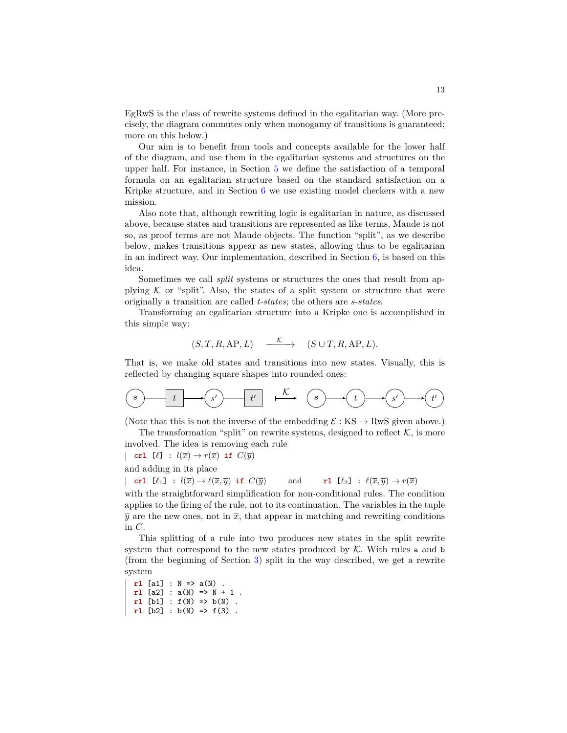EgRwS is the class of rewrite systems defined in the egalitarian way. (More precisely, the diagram commutes only when monogamy of transitions is guaranteed; more on this below.)

Our aim is to benefit from tools and concepts available for the lower half of the diagram, and use them in the egalitarian systems and structures on the upper half. For instance, in Section 5 we define the satisfaction of a temporal formula on an egalitarian structure based on the standard satisfaction on a Kripke structure, and in Section 6 we use existing model checkers with a new mission.

Also note that, although rewriting logic is egalitarian in nature, as discussed above, because states and transitions are represented as like terms, Maude is not so, as proof terms are not Maude objects. The function "split", as we describe below, makes transitions appear as new states, allowing thus to be egalitarian in an indirect way. Our implementation, described in Section 6, is based on this idea.

Sometimes we call *split* systems or structures the ones that result from applying $\mathcal{K}$ or "split". Also, the states of a split system or structure that were originally a transition are called *t-states*; the others are *s-states*.

Transforming an egalitarian structure into a Kripke one is accomplished in this simple way:

$$(S, T, R, \mathrm{AP}, L) \quad \xrightarrow{\mathcal{K}} \quad (S \cup T, R, \mathrm{AP}, L).$$

That is, we make old states and transitions into new states. Visually, this is reflected by changing square shapes into rounded ones:

$$(s) — [t] \rightarrow (s') — [t'] \quad \xmapsto{\mathcal{K}} \quad (s) \rightarrow (t) \rightarrow (s') \rightarrow (t')$$

(Note that this is not the inverse of the embedding $\mathcal{E} : \mathrm{KS} \to \mathrm{RwS}$ given above.)

The transformation "split" on rewrite systems, designed to reflect $\mathcal{K}$, is more involved. The idea is removing each rule

```
crl [ℓ] : l(x̄) → r(x̄) if C(ȳ)
```

and adding in its place

```
crl [ℓ1] : l(x̄) → ℓ(x̄, ȳ) if C(ȳ)     and     rl [ℓ2] : ℓ(x̄, ȳ) → r(x̄)
```

with the straightforward simplification for non-conditional rules. The condition applies to the firing of the rule, not to its continuation. The variables in the tuple $\overline{y}$ are the new ones, not in $\overline{x}$, that appear in matching and rewriting conditions in $C$.

This splitting of a rule into two produces new states in the split rewrite system that correspond to the new states produced by $\mathcal{K}$. With rules `a` and `b` (from the beginning of Section 3) split in the way described, we get a rewrite system

```
rl [a1] : N => a(N) .
rl [a2] : a(N) => N + 1 .
rl [b1] : f(N) => b(N) .
rl [b2] : b(N) => f(3) .
```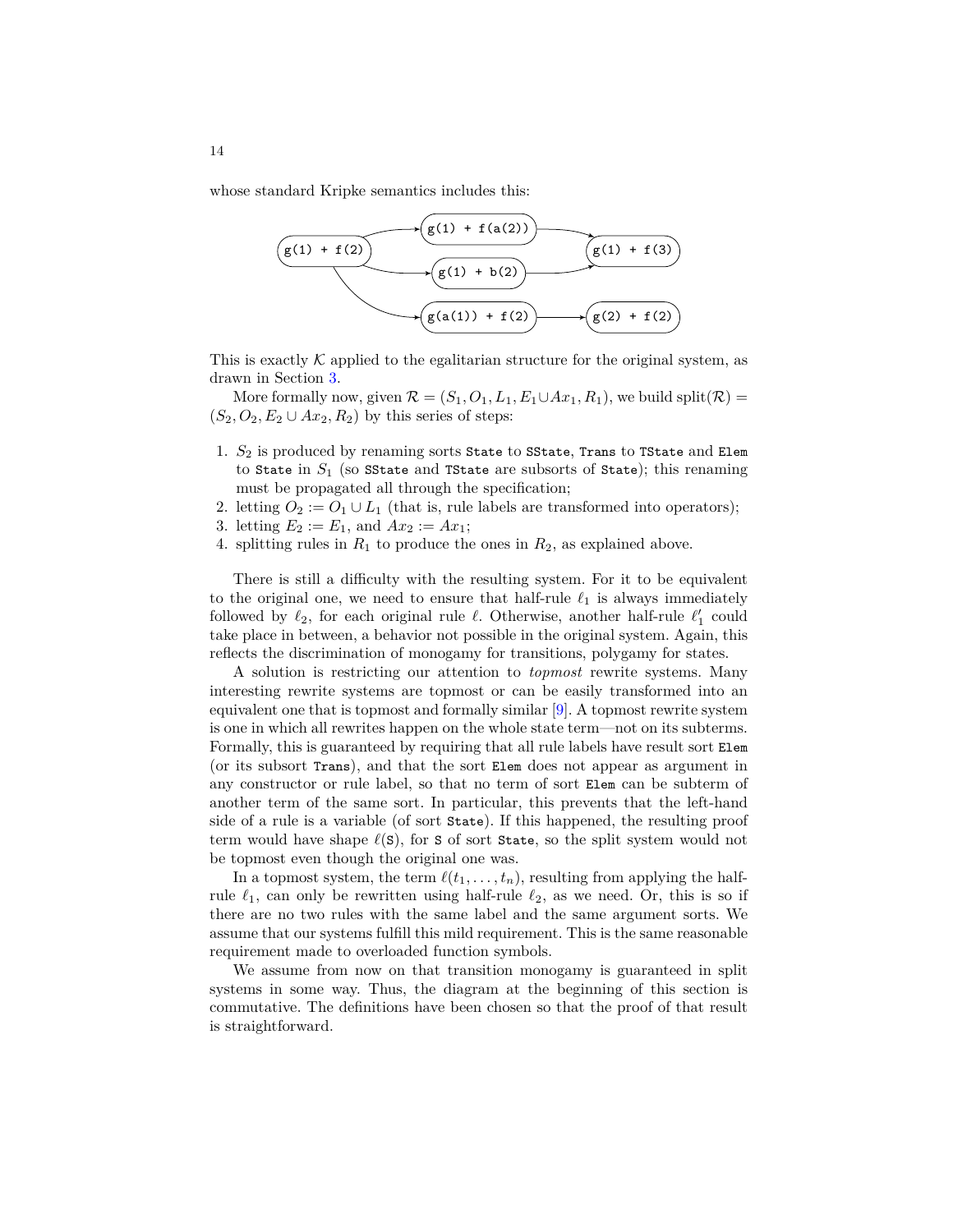whose standard Kripke semantics includes this:

```
g(1) + f(2)  -->  g(1) + f(a(2))  -->  g(1) + f(3)
g(1) + f(2)  -->  g(1) + b(2)     -->  g(1) + f(3)
g(1) + f(2)  -->  g(a(1)) + f(2)  -->  g(2) + f(2)
```

This is exactly $\mathcal{K}$ applied to the egalitarian structure for the original system, as drawn in Section 3.

More formally now, given $\mathcal{R} = (S_1, O_1, L_1, E_1 \cup Ax_1, R_1)$, we build $\text{split}(\mathcal{R}) = (S_2, O_2, E_2 \cup Ax_2, R_2)$ by this series of steps:

1. $S_2$ is produced by renaming sorts `State` to `SState`, `Trans` to `TState` and `Elem` to `State` in $S_1$ (so `SState` and `TState` are subsorts of `State`); this renaming must be propagated all through the specification;
2. letting $O_2 := O_1 \cup L_1$ (that is, rule labels are transformed into operators);
3. letting $E_2 := E_1$, and $Ax_2 := Ax_1$;
4. splitting rules in $R_1$ to produce the ones in $R_2$, as explained above.

There is still a difficulty with the resulting system. For it to be equivalent to the original one, we need to ensure that half-rule $\ell_1$ is always immediately followed by $\ell_2$, for each original rule $\ell$. Otherwise, another half-rule $\ell'_1$ could take place in between, a behavior not possible in the original system. Again, this reflects the discrimination of monogamy for transitions, polygamy for states.

A solution is restricting our attention to *topmost* rewrite systems. Many interesting rewrite systems are topmost or can be easily transformed into an equivalent one that is topmost and formally similar [9]. A topmost rewrite system is one in which all rewrites happen on the whole state term—not on its subterms. Formally, this is guaranteed by requiring that all rule labels have result sort `Elem` (or its subsort `Trans`), and that the sort `Elem` does not appear as argument in any constructor or rule label, so that no term of sort `Elem` can be subterm of another term of the same sort. In particular, this prevents that the left-hand side of a rule is a variable (of sort `State`). If this happened, the resulting proof term would have shape $\ell$(`S`), for `S` of sort `State`, so the split system would not be topmost even though the original one was.

In a topmost system, the term $\ell(t_1, \ldots, t_n)$, resulting from applying the half-rule $\ell_1$, can only be rewritten using half-rule $\ell_2$, as we need. Or, this is so if there are no two rules with the same label and the same argument sorts. We assume that our systems fulfill this mild requirement. This is the same reasonable requirement made to overloaded function symbols.

We assume from now on that transition monogamy is guaranteed in split systems in some way. Thus, the diagram at the beginning of this section is commutative. The definitions have been chosen so that the proof of that result is straightforward.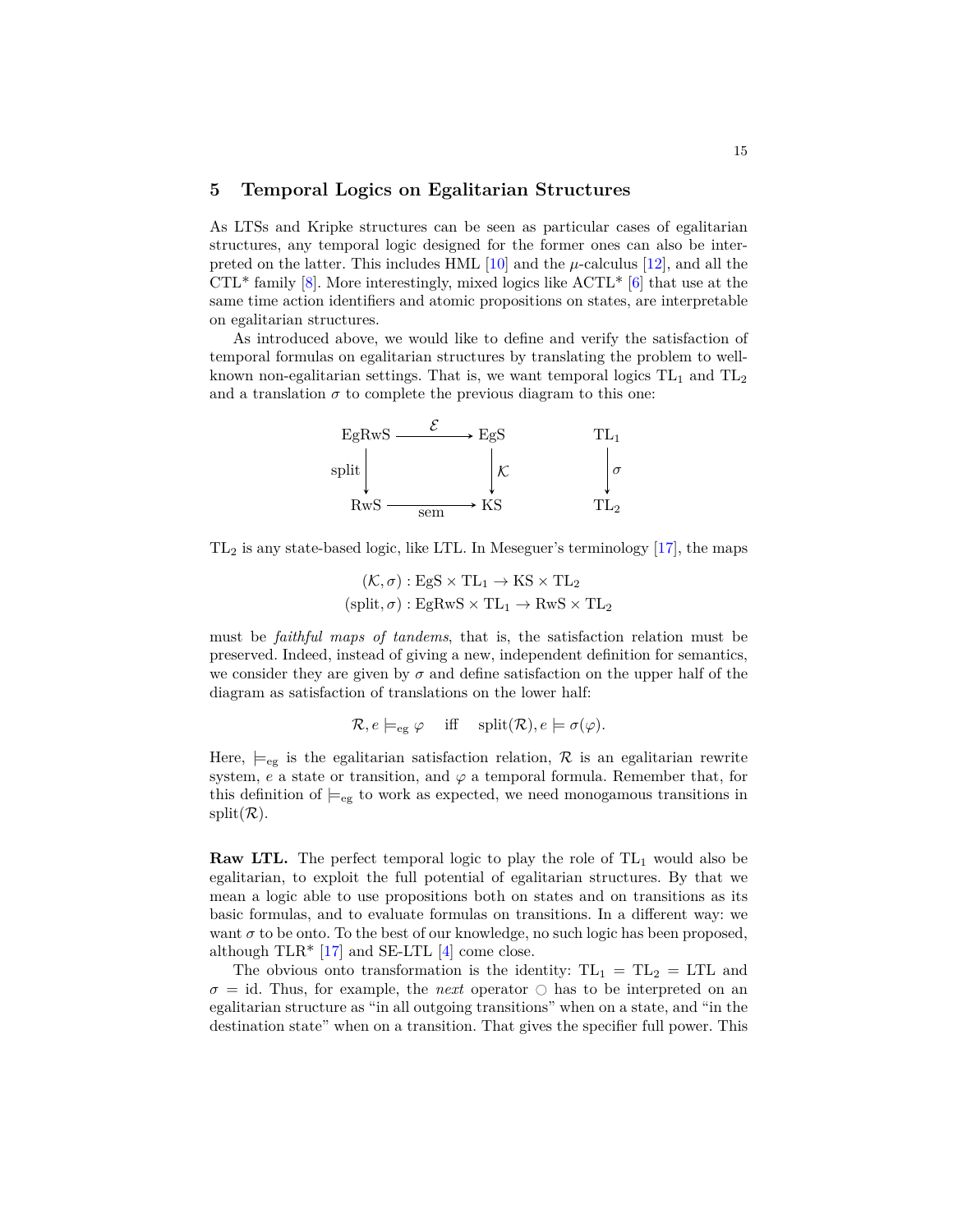## 5 Temporal Logics on Egalitarian Structures

As LTSs and Kripke structures can be seen as particular cases of egalitarian structures, any temporal logic designed for the former ones can also be interpreted on the latter. This includes HML [10] and the $\mu$-calculus [12], and all the CTL* family [8]. More interestingly, mixed logics like ACTL* [6] that use at the same time action identifiers and atomic propositions on states, are interpretable on egalitarian structures.

As introduced above, we would like to define and verify the satisfaction of temporal formulas on egalitarian structures by translating the problem to well-known non-egalitarian settings. That is, we want temporal logics $\mathrm{TL}_1$ and $\mathrm{TL}_2$ and a translation $\sigma$ to complete the previous diagram to this one:

$$
\begin{array}{ccccc}
\mathrm{EgRwS} & \xrightarrow{\ \mathcal{E}\ } & \mathrm{EgS} & \qquad & \mathrm{TL}_1 \\
\text{split}\big\downarrow & & \big\downarrow\mathcal{K} & & \big\downarrow\sigma \\
\mathrm{RwS} & \xrightarrow[\text{sem}]{} & \mathrm{KS} & & \mathrm{TL}_2
\end{array}
$$

$\mathrm{TL}_2$ is any state-based logic, like LTL. In Meseguer's terminology [17], the maps

$$
\begin{aligned}
(\mathcal{K}, \sigma) &: \mathrm{EgS} \times \mathrm{TL}_1 \to \mathrm{KS} \times \mathrm{TL}_2 \\
(\text{split}, \sigma) &: \mathrm{EgRwS} \times \mathrm{TL}_1 \to \mathrm{RwS} \times \mathrm{TL}_2
\end{aligned}
$$

must be *faithful maps of tandems*, that is, the satisfaction relation must be preserved. Indeed, instead of giving a new, independent definition for semantics, we consider they are given by $\sigma$ and define satisfaction on the upper half of the diagram as satisfaction of translations on the lower half:

$$
\mathcal{R}, e \models_{\text{eg}} \varphi \quad \text{iff} \quad \text{split}(\mathcal{R}), e \models \sigma(\varphi).
$$

Here, $\models_{\text{eg}}$ is the egalitarian satisfaction relation, $\mathcal{R}$ is an egalitarian rewrite system, $e$ a state or transition, and $\varphi$ a temporal formula. Remember that, for this definition of $\models_{\text{eg}}$ to work as expected, we need monogamous transitions in $\text{split}(\mathcal{R})$.

**Raw LTL.** The perfect temporal logic to play the role of $\mathrm{TL}_1$ would also be egalitarian, to exploit the full potential of egalitarian structures. By that we mean a logic able to use propositions both on states and on transitions as its basic formulas, and to evaluate formulas on transitions. In a different way: we want $\sigma$ to be onto. To the best of our knowledge, no such logic has been proposed, although TLR* [17] and SE-LTL [4] come close.

The obvious onto transformation is the identity: $\mathrm{TL}_1 = \mathrm{TL}_2 = \mathrm{LTL}$ and $\sigma = \mathrm{id}$. Thus, for example, the *next* operator $\bigcirc$ has to be interpreted on an egalitarian structure as "in all outgoing transitions" when on a state, and "in the destination state" when on a transition. That gives the specifier full power. This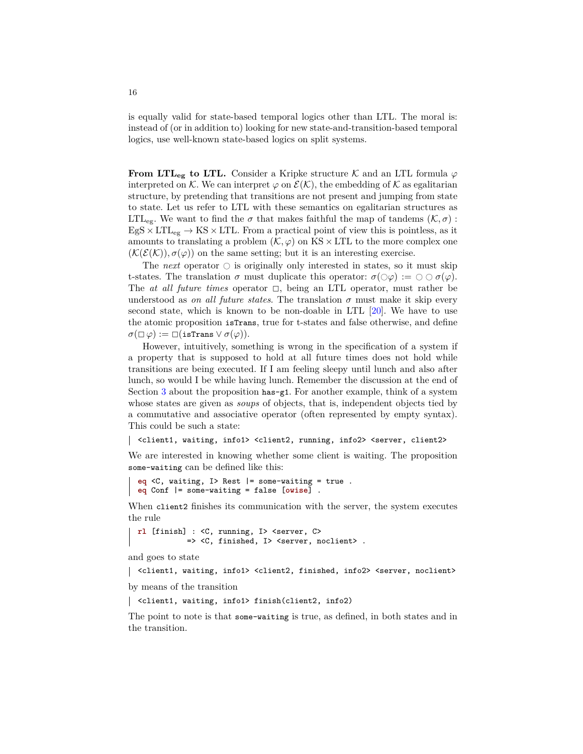is equally valid for state-based temporal logics other than LTL. The moral is: instead of (or in addition to) looking for new state-and-transition-based temporal logics, use well-known state-based logics on split systems.

**From $\mathbf{LTL_{eg}}$ to LTL.** Consider a Kripke structure $\mathcal{K}$ and an LTL formula $\varphi$ interpreted on $\mathcal{K}$. We can interpret $\varphi$ on $\mathcal{E}(\mathcal{K})$, the embedding of $\mathcal{K}$ as egalitarian structure, by pretending that transitions are not present and jumping from state to state. Let us refer to LTL with these semantics on egalitarian structures as $\mathrm{LTL_{eg}}$. We want to find the $\sigma$ that makes faithful the map of tandems $(\mathcal{K}, \sigma) : \mathrm{EgS} \times \mathrm{LTL_{eg}} \to \mathrm{KS} \times \mathrm{LTL}$. From a practical point of view this is pointless, as it amounts to translating a problem $(\mathcal{K}, \varphi)$ on $\mathrm{KS} \times \mathrm{LTL}$ to the more complex one $(\mathcal{K}(\mathcal{E}(\mathcal{K})), \sigma(\varphi))$ on the same setting; but it is an interesting exercise.

The *next* operator $\bigcirc$ is originally only interested in states, so it must skip t-states. The translation $\sigma$ must duplicate this operator: $\sigma(\bigcirc\varphi) := \bigcirc \bigcirc \sigma(\varphi)$. The *at all future times* operator $\Box$, being an LTL operator, must rather be understood as *on all future states*. The translation $\sigma$ must make it skip every second state, which is known to be non-doable in LTL [20]. We have to use the atomic proposition `isTrans`, true for t-states and false otherwise, and define $\sigma(\Box\,\varphi) := \Box(\texttt{isTrans} \vee \sigma(\varphi))$.

However, intuitively, something is wrong in the specification of a system if a property that is supposed to hold at all future times does not hold while transitions are being executed. If I am feeling sleepy until lunch and also after lunch, so would I be while having lunch. Remember the discussion at the end of Section 3 about the proposition `has-g1`. For another example, think of a system whose states are given as *soups* of objects, that is, independent objects tied by a commutative and associative operator (often represented by empty syntax). This could be such a state:

```
<client1, waiting, info1> <client2, running, info2> <server, client2>
```

We are interested in knowing whether some client is waiting. The proposition `some-waiting` can be defined like this:

```
eq <C, waiting, I> Rest |= some-waiting = true .
eq Conf |= some-waiting = false [owise] .
```

When `client2` finishes its communication with the server, the system executes the rule

```
rl [finish] : <C, running, I> <server, C>
           => <C, finished, I> <server, noclient> .
```

and goes to state

```
<client1, waiting, info1> <client2, finished, info2> <server, noclient>
```

by means of the transition

```
<client1, waiting, info1> finish(client2, info2)
```

The point to note is that `some-waiting` is true, as defined, in both states and in the transition.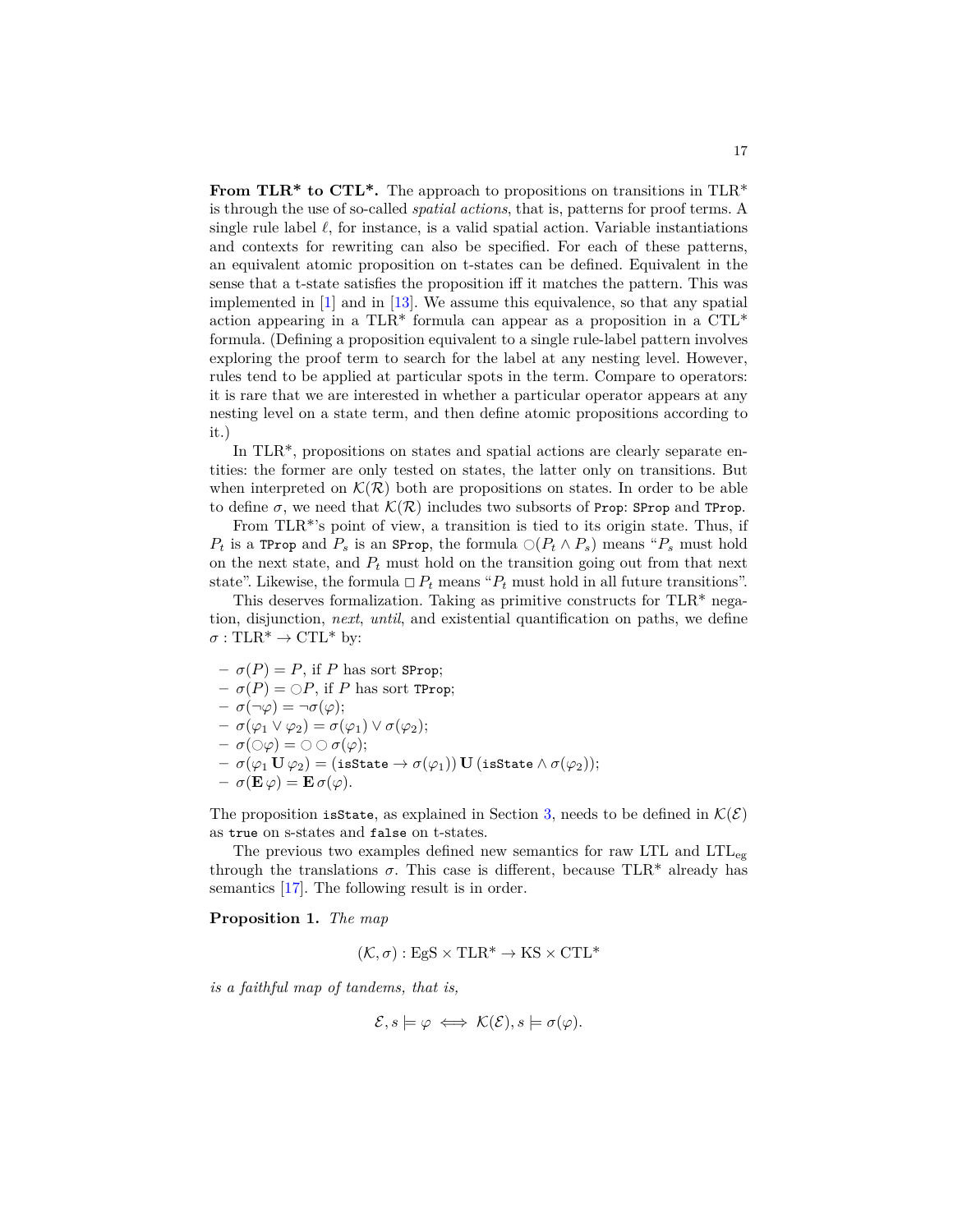**From TLR* to CTL*.** The approach to propositions on transitions in TLR* is through the use of so-called *spatial actions*, that is, patterns for proof terms. A single rule label $\ell$, for instance, is a valid spatial action. Variable instantiations and contexts for rewriting can also be specified. For each of these patterns, an equivalent atomic proposition on t-states can be defined. Equivalent in the sense that a t-state satisfies the proposition iff it matches the pattern. This was implemented in [1] and in [13]. We assume this equivalence, so that any spatial action appearing in a TLR* formula can appear as a proposition in a CTL* formula. (Defining a proposition equivalent to a single rule-label pattern involves exploring the proof term to search for the label at any nesting level. However, rules tend to be applied at particular spots in the term. Compare to operators: it is rare that we are interested in whether a particular operator appears at any nesting level on a state term, and then define atomic propositions according to it.)

In TLR*, propositions on states and spatial actions are clearly separate entities: the former are only tested on states, the latter only on transitions. But when interpreted on $\mathcal{K}(\mathcal{R})$ both are propositions on states. In order to be able to define $\sigma$, we need that $\mathcal{K}(\mathcal{R})$ includes two subsorts of `Prop`: `SProp` and `TProp`.

From TLR*'s point of view, a transition is tied to its origin state. Thus, if $P_t$ is a `TProp` and $P_s$ is an `SProp`, the formula $\bigcirc(P_t \wedge P_s)$ means "$P_s$ must hold on the next state, and $P_t$ must hold on the transition going out from that next state". Likewise, the formula $\Box P_t$ means "$P_t$ must hold in all future transitions".

This deserves formalization. Taking as primitive constructs for TLR* negation, disjunction, *next*, *until*, and existential quantification on paths, we define $\sigma : \text{TLR*} \to \text{CTL*}$ by:

- $\sigma(P) = P$, if $P$ has sort `SProp`;
- $\sigma(P) = \bigcirc P$, if $P$ has sort `TProp`;
- $\sigma(\neg\varphi) = \neg\sigma(\varphi)$;
- $\sigma(\varphi_1 \vee \varphi_2) = \sigma(\varphi_1) \vee \sigma(\varphi_2)$;
- $\sigma(\bigcirc\varphi) = \bigcirc\bigcirc\sigma(\varphi)$;
- $\sigma(\varphi_1 \,\mathbf{U}\, \varphi_2) = (\texttt{isState} \to \sigma(\varphi_1)) \,\mathbf{U}\, (\texttt{isState} \wedge \sigma(\varphi_2))$;
- $\sigma(\mathbf{E}\,\varphi) = \mathbf{E}\,\sigma(\varphi)$.

The proposition `isState`, as explained in Section 3, needs to be defined in $\mathcal{K}(\mathcal{E})$ as `true` on s-states and `false` on t-states.

The previous two examples defined new semantics for raw LTL and $\text{LTL}_{\text{eg}}$ through the translations $\sigma$. This case is different, because TLR* already has semantics [17]. The following result is in order.

**Proposition 1.** *The map*

$$(\mathcal{K}, \sigma) : \text{EgS} \times \text{TLR*} \to \text{KS} \times \text{CTL*}$$

*is a faithful map of tandems, that is,*

$$\mathcal{E}, s \models \varphi \iff \mathcal{K}(\mathcal{E}), s \models \sigma(\varphi).$$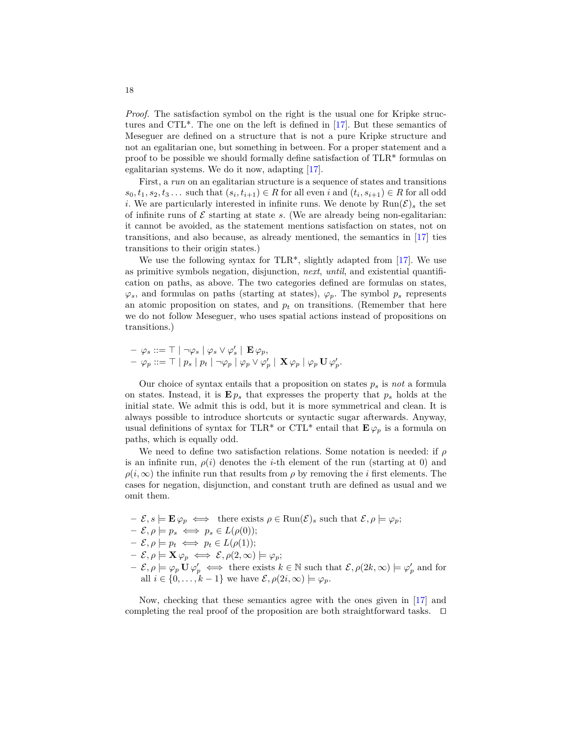*Proof.* The satisfaction symbol on the right is the usual one for Kripke structures and CTL*. The one on the left is defined in [17]. But these semantics of Meseguer are defined on a structure that is not a pure Kripke structure and not an egalitarian one, but something in between. For a proper statement and a proof to be possible we should formally define satisfaction of TLR* formulas on egalitarian systems. We do it now, adapting [17].

First, a *run* on an egalitarian structure is a sequence of states and transitions $s_0, t_1, s_2, t_3 \dots$ such that $(s_i, t_{i+1}) \in R$ for all even $i$ and $(t_i, s_{i+1}) \in R$ for all odd $i$. We are particularly interested in infinite runs. We denote by $\mathrm{Run}(\mathcal{E})_s$ the set of infinite runs of $\mathcal{E}$ starting at state $s$. (We are already being non-egalitarian: it cannot be avoided, as the statement mentions satisfaction on states, not on transitions, and also because, as already mentioned, the semantics in [17] ties transitions to their origin states.)

We use the following syntax for TLR*, slightly adapted from [17]. We use as primitive symbols negation, disjunction, *next*, *until*, and existential quantification on paths, as above. The two categories defined are formulas on states, $\varphi_s$, and formulas on paths (starting at states), $\varphi_p$. The symbol $p_s$ represents an atomic proposition on states, and $p_t$ on transitions. (Remember that here we do not follow Meseguer, who uses spatial actions instead of propositions on transitions.)

- $\varphi_s ::= \top \mid \neg\varphi_s \mid \varphi_s \vee \varphi_s' \mid \mathbf{E}\,\varphi_p$,
- $\varphi_p ::= \top \mid p_s \mid p_t \mid \neg\varphi_p \mid \varphi_p \vee \varphi_p' \mid \mathbf{X}\,\varphi_p \mid \varphi_p \,\mathbf{U}\, \varphi_p'$.

Our choice of syntax entails that a proposition on states $p_s$ is *not* a formula on states. Instead, it is $\mathbf{E}\,p_s$ that expresses the property that $p_s$ holds at the initial state. We admit this is odd, but it is more symmetrical and clean. It is always possible to introduce shortcuts or syntactic sugar afterwards. Anyway, usual definitions of syntax for TLR* or CTL* entail that $\mathbf{E}\,\varphi_p$ is a formula on paths, which is equally odd.

We need to define two satisfaction relations. Some notation is needed: if $\rho$ is an infinite run, $\rho(i)$ denotes the $i$-th element of the run (starting at 0) and $\rho(i, \infty)$ the infinite run that results from $\rho$ by removing the $i$ first elements. The cases for negation, disjunction, and constant truth are defined as usual and we omit them.

- $\mathcal{E}, s \models \mathbf{E}\,\varphi_p \iff$ there exists $\rho \in \mathrm{Run}(\mathcal{E})_s$ such that $\mathcal{E}, \rho \models \varphi_p$;
- $\mathcal{E}, \rho \models p_s \iff p_s \in L(\rho(0))$;
- $\mathcal{E}, \rho \models p_t \iff p_t \in L(\rho(1))$;
- $\mathcal{E}, \rho \models \mathbf{X}\,\varphi_p \iff \mathcal{E}, \rho(2, \infty) \models \varphi_p$;
- $\mathcal{E}, \rho \models \varphi_p \,\mathbf{U}\, \varphi_p' \iff$ there exists $k \in \mathbb{N}$ such that $\mathcal{E}, \rho(2k, \infty) \models \varphi_p'$ and for all $i \in \{0, \dots, k-1\}$ we have $\mathcal{E}, \rho(2i, \infty) \models \varphi_p$.

Now, checking that these semantics agree with the ones given in [17] and completing the real proof of the proposition are both straightforward tasks. $\square$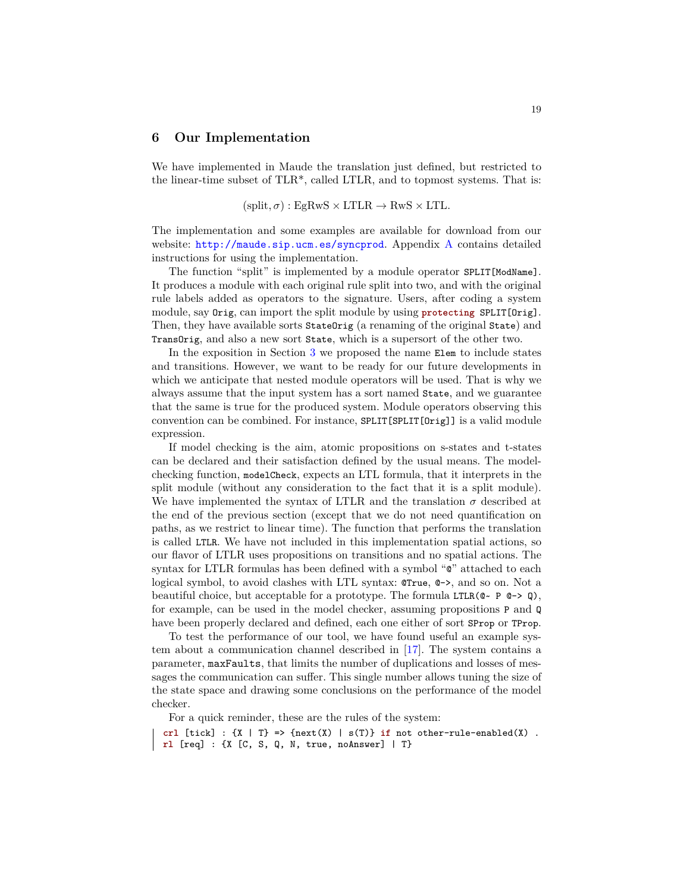## 6 Our Implementation

We have implemented in Maude the translation just defined, but restricted to the linear-time subset of TLR*, called LTLR, and to topmost systems. That is:

$$(\text{split}, \sigma) : \text{EgRwS} \times \text{LTLR} \to \text{RwS} \times \text{LTL}.$$

The implementation and some examples are available for download from our website: http://maude.sip.ucm.es/syncprod. Appendix A contains detailed instructions for using the implementation.

The function "split" is implemented by a module operator `SPLIT[ModName]`. It produces a module with each original rule split into two, and with the original rule labels added as operators to the signature. Users, after coding a system module, say `Orig`, can import the split module by using `protecting SPLIT[Orig]`. Then, they have available sorts `StateOrig` (a renaming of the original `State`) and `TransOrig`, and also a new sort `State`, which is a supersort of the other two.

In the exposition in Section 3 we proposed the name `Elem` to include states and transitions. However, we want to be ready for our future developments in which we anticipate that nested module operators will be used. That is why we always assume that the input system has a sort named `State`, and we guarantee that the same is true for the produced system. Module operators observing this convention can be combined. For instance, `SPLIT[SPLIT[Orig]]` is a valid module expression.

If model checking is the aim, atomic propositions on s-states and t-states can be declared and their satisfaction defined by the usual means. The model-checking function, `modelCheck`, expects an LTL formula, that it interprets in the split module (without any consideration to the fact that it is a split module). We have implemented the syntax of LTLR and the translation $\sigma$ described at the end of the previous section (except that we do not need quantification on paths, as we restrict to linear time). The function that performs the translation is called `LTLR`. We have not included in this implementation spatial actions, so our flavor of LTLR uses propositions on transitions and no spatial actions. The syntax for LTLR formulas has been defined with a symbol "`@`" attached to each logical symbol, to avoid clashes with LTL syntax: `@True`, `@->`, and so on. Not a beautiful choice, but acceptable for a prototype. The formula `LTLR(@~ P @-> Q)`, for example, can be used in the model checker, assuming propositions `P` and `Q` have been properly declared and defined, each one either of sort `SProp` or `TProp`.

To test the performance of our tool, we have found useful an example system about a communication channel described in [17]. The system contains a parameter, `maxFaults`, that limits the number of duplications and losses of messages the communication can suffer. This single number allows tuning the size of the state space and drawing some conclusions on the performance of the model checker.

For a quick reminder, these are the rules of the system:

```
crl [tick] : {X | T} => {next(X) | s(T)} if not other-rule-enabled(X) .
rl [req] : {X [C, S, Q, N, true, noAnswer] | T}
```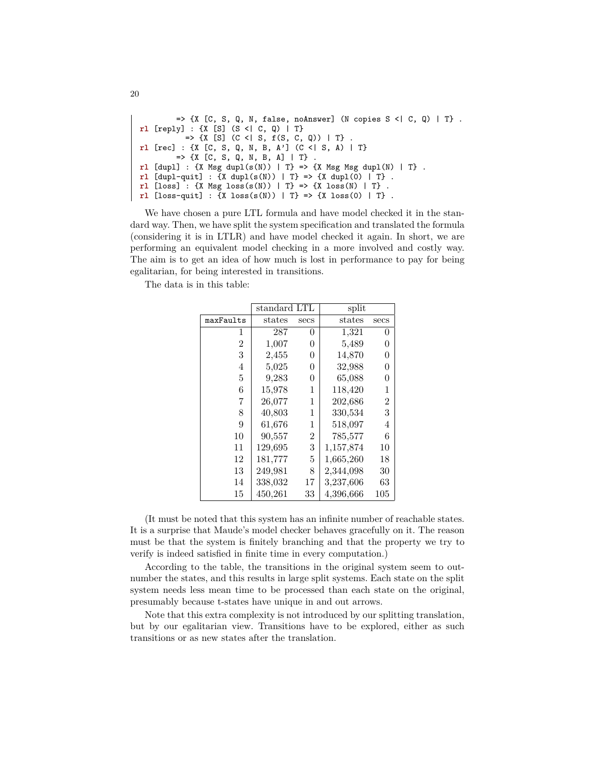```
        => {X [C, S, Q, N, false, noAnswer] (N copies S <| C, Q) | T} .
rl [reply] : {X [S] (S <| C, Q) | T}
          => {X [S] (C <| S, f(S, C, Q)) | T} .
rl [rec] : {X [C, S, Q, N, B, A'] (C <| S, A) | T}
        => {X [C, S, Q, N, B, A] | T} .
rl [dupl] : {X Msg dupl(s(N)) | T} => {X Msg Msg dupl(N) | T} .
rl [dupl-quit] : {X dupl(s(N)) | T} => {X dupl(0) | T} .
rl [loss] : {X Msg loss(s(N)) | T} => {X loss(N) | T} .
rl [loss-quit] : {X loss(s(N)) | T} => {X loss(0) | T} .
```

We have chosen a pure LTL formula and have model checked it in the standard way. Then, we have split the system specification and translated the formula (considering it is in LTLR) and have model checked it again. In short, we are performing an equivalent model checking in a more involved and costly way. The aim is to get an idea of how much is lost in performance to pay for being egalitarian, for being interested in transitions.

The data is in this table:

| | standard LTL | | split | |
|---|---|---|---|---|
| `maxFaults` | states | secs | states | secs |
| 1 | 287 | 0 | 1,321 | 0 |
| 2 | 1,007 | 0 | 5,489 | 0 |
| 3 | 2,455 | 0 | 14,870 | 0 |
| 4 | 5,025 | 0 | 32,988 | 0 |
| 5 | 9,283 | 0 | 65,088 | 0 |
| 6 | 15,978 | 1 | 118,420 | 1 |
| 7 | 26,077 | 1 | 202,686 | 2 |
| 8 | 40,803 | 1 | 330,534 | 3 |
| 9 | 61,676 | 1 | 518,097 | 4 |
| 10 | 90,557 | 2 | 785,577 | 6 |
| 11 | 129,695 | 3 | 1,157,874 | 10 |
| 12 | 181,777 | 5 | 1,665,260 | 18 |
| 13 | 249,981 | 8 | 2,344,098 | 30 |
| 14 | 338,032 | 17 | 3,237,606 | 63 |
| 15 | 450,261 | 33 | 4,396,666 | 105 |

(It must be noted that this system has an infinite number of reachable states. It is a surprise that Maude's model checker behaves gracefully on it. The reason must be that the system is finitely branching and that the property we try to verify is indeed satisfied in finite time in every computation.)

According to the table, the transitions in the original system seem to outnumber the states, and this results in large split systems. Each state on the split system needs less mean time to be processed than each state on the original, presumably because t-states have unique in and out arrows.

Note that this extra complexity is not introduced by our splitting translation, but by our egalitarian view. Transitions have to be explored, either as such transitions or as new states after the translation.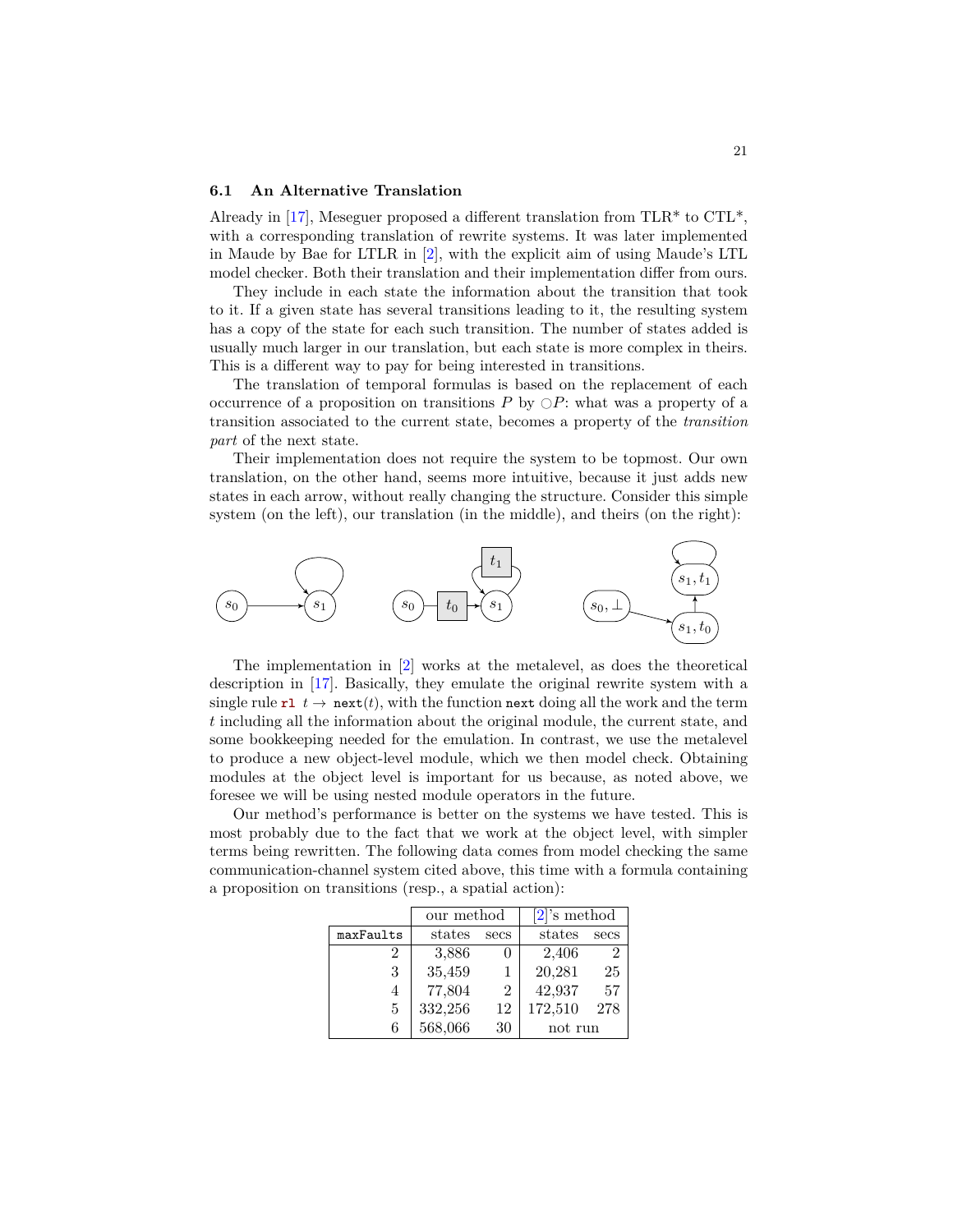### 6.1 An Alternative Translation

Already in [17], Meseguer proposed a different translation from TLR* to CTL*, with a corresponding translation of rewrite systems. It was later implemented in Maude by Bae for LTLR in [2], with the explicit aim of using Maude's LTL model checker. Both their translation and their implementation differ from ours.

They include in each state the information about the transition that took to it. If a given state has several transitions leading to it, the resulting system has a copy of the state for each such transition. The number of states added is usually much larger in our translation, but each state is more complex in theirs. This is a different way to pay for being interested in transitions.

The translation of temporal formulas is based on the replacement of each occurrence of a proposition on transitions $P$ by $\bigcirc P$: what was a property of a transition associated to the current state, becomes a property of the *transition part* of the next state.

Their implementation does not require the system to be topmost. Our own translation, on the other hand, seems more intuitive, because it just adds new states in each arrow, without really changing the structure. Consider this simple system (on the left), our translation (in the middle), and theirs (on the right):

$s_0$ $s_1$

$s_0$ $t_0$ $s_1$ $t_1$

$s_0, \bot$ $s_1, t_0$ $s_1, t_1$

The implementation in [2] works at the metalevel, as does the theoretical description in [17]. Basically, they emulate the original rewrite system with a single rule `rl` $t \to$ `next`$(t)$, with the function `next` doing all the work and the term $t$ including all the information about the original module, the current state, and some bookkeeping needed for the emulation. In contrast, we use the metalevel to produce a new object-level module, which we then model check. Obtaining modules at the object level is important for us because, as noted above, we foresee we will be using nested module operators in the future.

Our method's performance is better on the systems we have tested. This is most probably due to the fact that we work at the object level, with simpler terms being rewritten. The following data comes from model checking the same communication-channel system cited above, this time with a formula containing a proposition on transitions (resp., a spatial action):

| | our method | | [2]'s method | |
|---|---|---|---|---|
| `maxFaults` | states | secs | states | secs |
| 2 | 3,886 | 0 | 2,406 | 2 |
| 3 | 35,459 | 1 | 20,281 | 25 |
| 4 | 77,804 | 2 | 42,937 | 57 |
| 5 | 332,256 | 12 | 172,510 | 278 |
| 6 | 568,066 | 30 | not run | |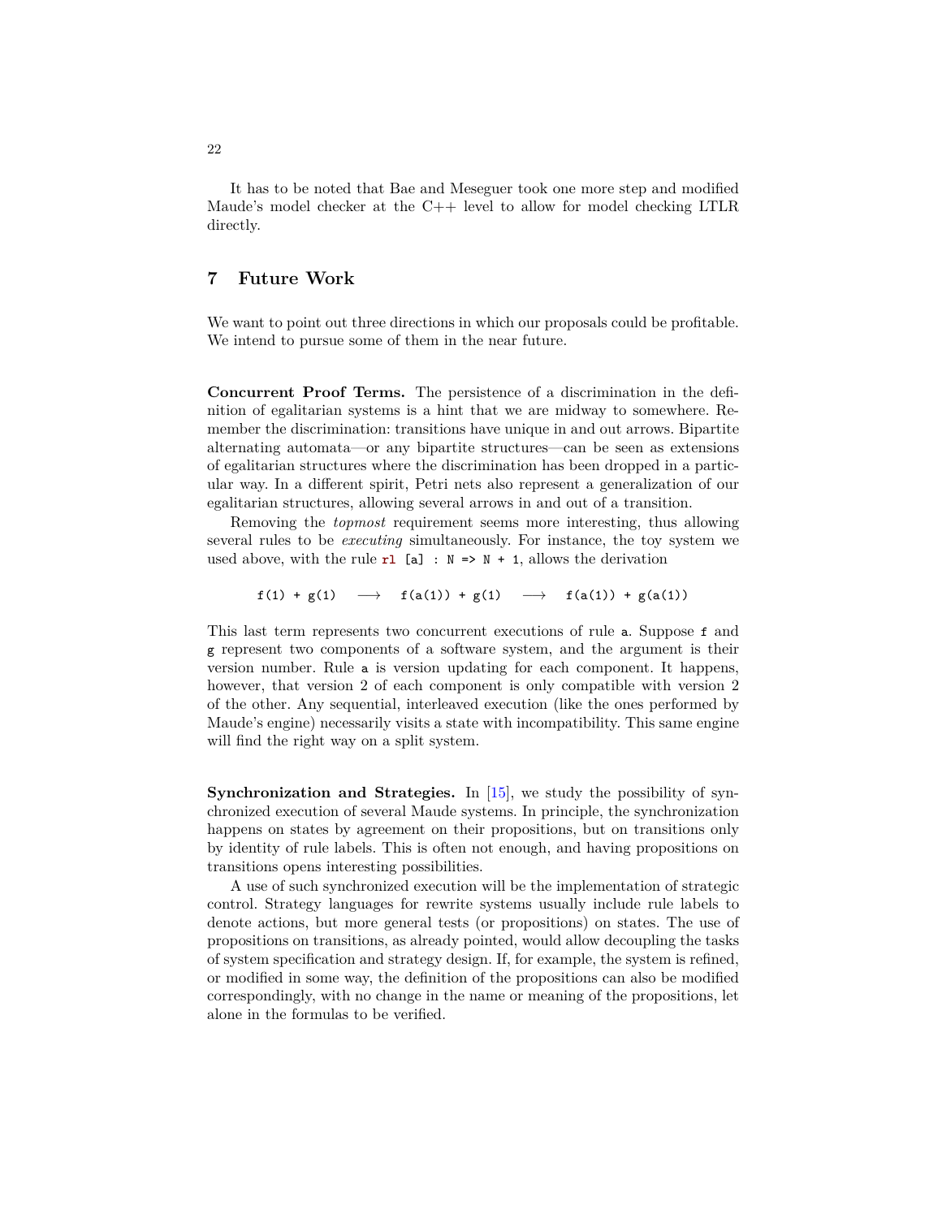It has to be noted that Bae and Meseguer took one more step and modified Maude's model checker at the C++ level to allow for model checking LTLR directly.

## 7 Future Work

We want to point out three directions in which our proposals could be profitable. We intend to pursue some of them in the near future.

**Concurrent Proof Terms.** The persistence of a discrimination in the definition of egalitarian systems is a hint that we are midway to somewhere. Remember the discrimination: transitions have unique in and out arrows. Bipartite alternating automata—or any bipartite structures—can be seen as extensions of egalitarian structures where the discrimination has been dropped in a particular way. In a different spirit, Petri nets also represent a generalization of our egalitarian structures, allowing several arrows in and out of a transition.

Removing the *topmost* requirement seems more interesting, thus allowing several rules to be *executing* simultaneously. For instance, the toy system we used above, with the rule `rl [a] : N => N + 1`, allows the derivation

```
f(1) + g(1)   ⟶   f(a(1)) + g(1)   ⟶   f(a(1)) + g(a(1))
```

This last term represents two concurrent executions of rule `a`. Suppose `f` and `g` represent two components of a software system, and the argument is their version number. Rule `a` is version updating for each component. It happens, however, that version 2 of each component is only compatible with version 2 of the other. Any sequential, interleaved execution (like the ones performed by Maude's engine) necessarily visits a state with incompatibility. This same engine will find the right way on a split system.

**Synchronization and Strategies.** In [15], we study the possibility of synchronized execution of several Maude systems. In principle, the synchronization happens on states by agreement on their propositions, but on transitions only by identity of rule labels. This is often not enough, and having propositions on transitions opens interesting possibilities.

A use of such synchronized execution will be the implementation of strategic control. Strategy languages for rewrite systems usually include rule labels to denote actions, but more general tests (or propositions) on states. The use of propositions on transitions, as already pointed, would allow decoupling the tasks of system specification and strategy design. If, for example, the system is refined, or modified in some way, the definition of the propositions can also be modified correspondingly, with no change in the name or meaning of the propositions, let alone in the formulas to be verified.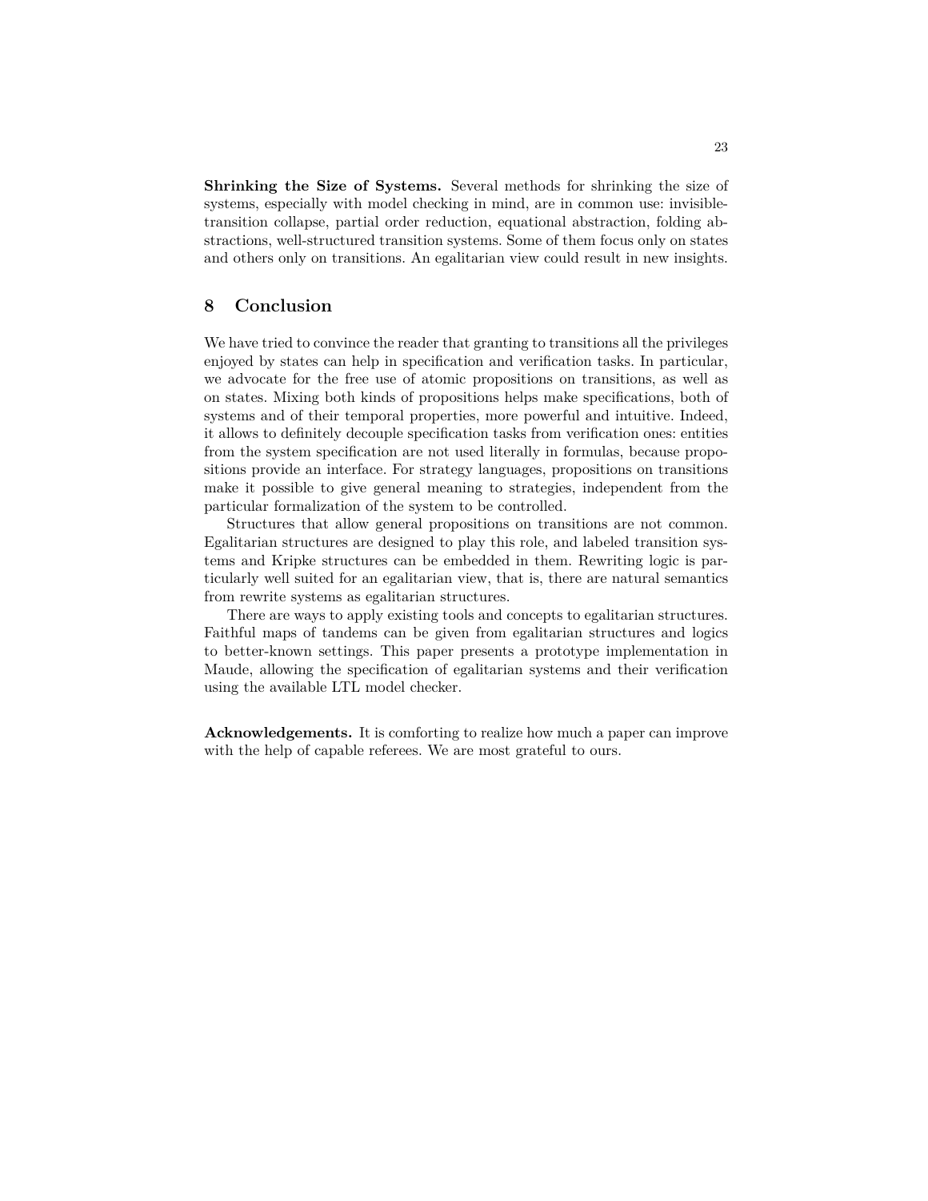**Shrinking the Size of Systems.** Several methods for shrinking the size of systems, especially with model checking in mind, are in common use: invisible-transition collapse, partial order reduction, equational abstraction, folding abstractions, well-structured transition systems. Some of them focus only on states and others only on transitions. An egalitarian view could result in new insights.

## 8 Conclusion

We have tried to convince the reader that granting to transitions all the privileges enjoyed by states can help in specification and verification tasks. In particular, we advocate for the free use of atomic propositions on transitions, as well as on states. Mixing both kinds of propositions helps make specifications, both of systems and of their temporal properties, more powerful and intuitive. Indeed, it allows to definitely decouple specification tasks from verification ones: entities from the system specification are not used literally in formulas, because propositions provide an interface. For strategy languages, propositions on transitions make it possible to give general meaning to strategies, independent from the particular formalization of the system to be controlled.

Structures that allow general propositions on transitions are not common. Egalitarian structures are designed to play this role, and labeled transition systems and Kripke structures can be embedded in them. Rewriting logic is particularly well suited for an egalitarian view, that is, there are natural semantics from rewrite systems as egalitarian structures.

There are ways to apply existing tools and concepts to egalitarian structures. Faithful maps of tandems can be given from egalitarian structures and logics to better-known settings. This paper presents a prototype implementation in Maude, allowing the specification of egalitarian systems and their verification using the available LTL model checker.

**Acknowledgements.** It is comforting to realize how much a paper can improve with the help of capable referees. We are most grateful to ours.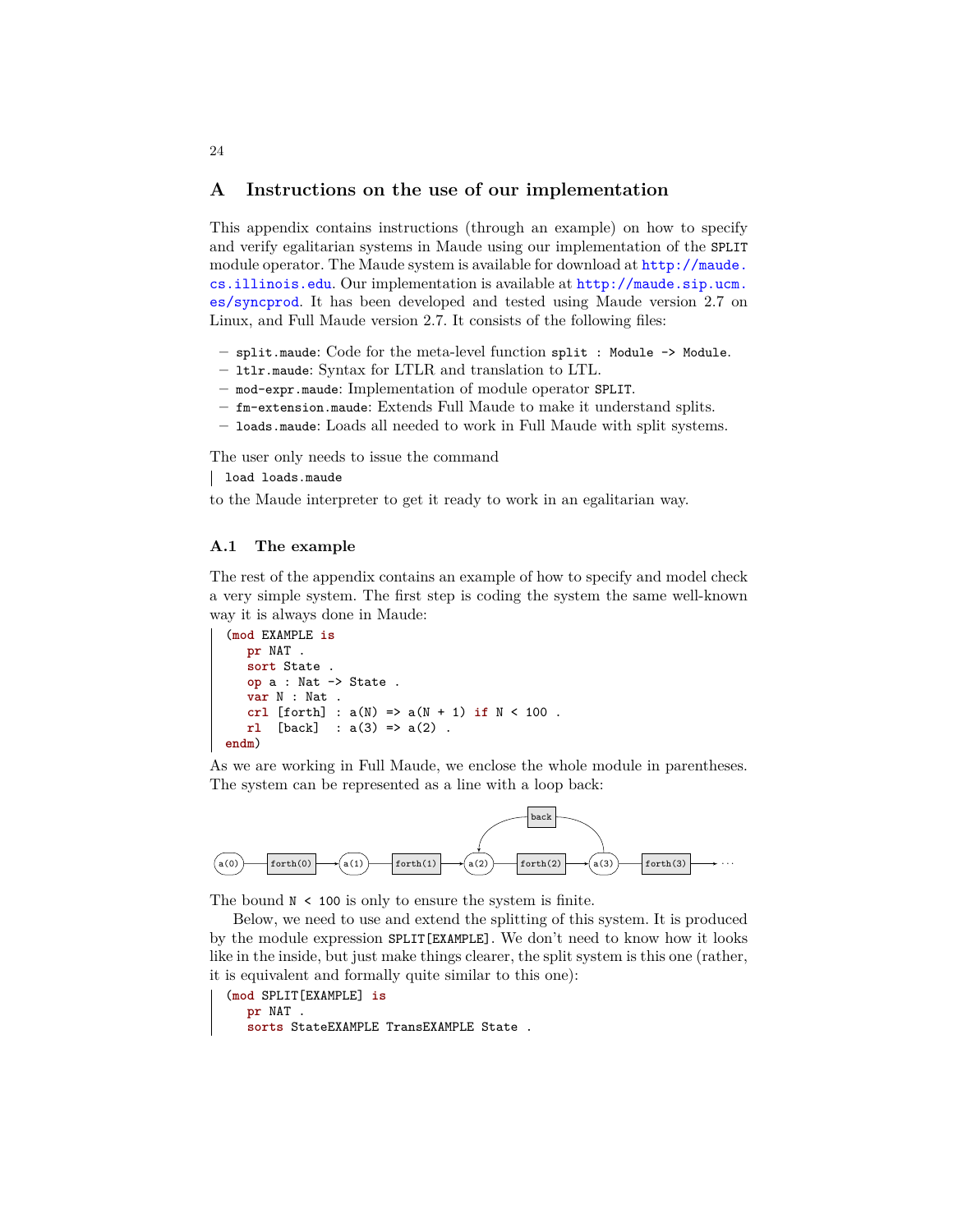## A Instructions on the use of our implementation

This appendix contains instructions (through an example) on how to specify and verify egalitarian systems in Maude using our implementation of the `SPLIT` module operator. The Maude system is available for download at http://maude.cs.illinois.edu. Our implementation is available at http://maude.sip.ucm.es/syncprod. It has been developed and tested using Maude version 2.7 on Linux, and Full Maude version 2.7. It consists of the following files:

- `split.maude`: Code for the meta-level function `split : Module -> Module`.
- `ltlr.maude`: Syntax for LTLR and translation to LTL.
- `mod-expr.maude`: Implementation of module operator `SPLIT`.
- `fm-extension.maude`: Extends Full Maude to make it understand splits.
- `loads.maude`: Loads all needed to work in Full Maude with split systems.

The user only needs to issue the command

```
load loads.maude
```

to the Maude interpreter to get it ready to work in an egalitarian way.

### A.1 The example

The rest of the appendix contains an example of how to specify and model check a very simple system. The first step is coding the system the same well-known way it is always done in Maude:

```
(mod EXAMPLE is
   pr NAT .
   sort State .
   op a : Nat -> State .
   var N : Nat .
   crl [forth] : a(N) => a(N + 1) if N < 100 .
   rl  [back]  : a(3) => a(2) .
endm)
```

As we are working in Full Maude, we enclose the whole module in parentheses. The system can be represented as a line with a loop back:

```
a(0) — forth(0) → a(1) — forth(1) → a(2) — forth(2) → a(3) — forth(3) → ···
                                     ↑                   |
                                     └────── back ───────┘
```

The bound `N < 100` is only to ensure the system is finite.

Below, we need to use and extend the splitting of this system. It is produced by the module expression `SPLIT[EXAMPLE]`. We don't need to know how it looks like in the inside, but just make things clearer, the split system is this one (rather, it is equivalent and formally quite similar to this one):

```
(mod SPLIT[EXAMPLE] is
   pr NAT .
   sorts StateEXAMPLE TransEXAMPLE State .
```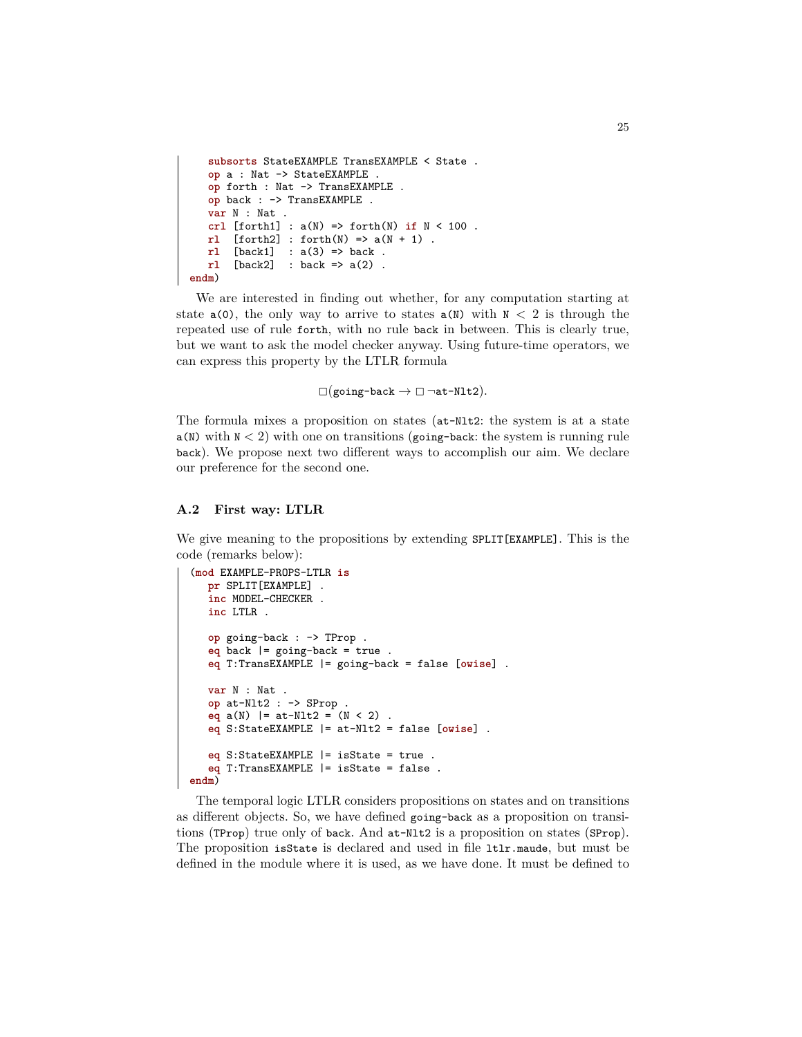```
    subsorts StateEXAMPLE TransEXAMPLE < State .
    op a : Nat -> StateEXAMPLE .
    op forth : Nat -> TransEXAMPLE .
    op back : -> TransEXAMPLE .
    var N : Nat .
    crl [forth1] : a(N) => forth(N) if N < 100 .
    rl  [forth2] : forth(N) => a(N + 1) .
    rl  [back1]  : a(3) => back .
    rl  [back2]  : back => a(2) .
endm)
```

We are interested in finding out whether, for any computation starting at state `a(0)`, the only way to arrive to states `a(N)` with `N` $< 2$ is through the repeated use of rule `forth`, with no rule `back` in between. This is clearly true, but we want to ask the model checker anyway. Using future-time operators, we can express this property by the LTLR formula

$$\Box(\texttt{going-back} \rightarrow \Box\,\neg\texttt{at-Nlt2}).$$

The formula mixes a proposition on states (`at-Nlt2`: the system is at a state `a(N)` with `N` $< 2$) with one on transitions (`going-back`: the system is running rule `back`). We propose next two different ways to accomplish our aim. We declare our preference for the second one.

### A.2 First way: LTLR

We give meaning to the propositions by extending `SPLIT[EXAMPLE]`. This is the code (remarks below):

```
(mod EXAMPLE-PROPS-LTLR is
    pr SPLIT[EXAMPLE] .
    inc MODEL-CHECKER .
    inc LTLR .

    op going-back : -> TProp .
    eq back |= going-back = true .
    eq T:TransEXAMPLE |= going-back = false [owise] .

    var N : Nat .
    op at-Nlt2 : -> SProp .
    eq a(N) |= at-Nlt2 = (N < 2) .
    eq S:StateEXAMPLE |= at-Nlt2 = false [owise] .

    eq S:StateEXAMPLE |= isState = true .
    eq T:TransEXAMPLE |= isState = false .
endm)
```

The temporal logic LTLR considers propositions on states and on transitions as different objects. So, we have defined `going-back` as a proposition on transitions (`TProp`) true only of `back`. And `at-Nlt2` is a proposition on states (`SProp`). The proposition `isState` is declared and used in file `ltlr.maude`, but must be defined in the module where it is used, as we have done. It must be defined to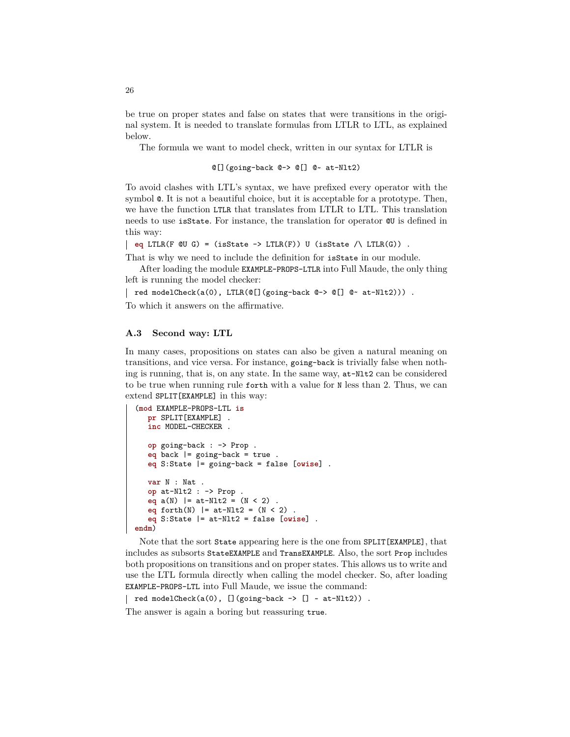be true on proper states and false on states that were transitions in the original system. It is needed to translate formulas from LTLR to LTL, as explained below.

The formula we want to model check, written in our syntax for LTLR is

```
@[](going-back @-> @[] @~ at-Nlt2)
```

To avoid clashes with LTL's syntax, we have prefixed every operator with the symbol `@`. It is not a beautiful choice, but it is acceptable for a prototype. Then, we have the function `LTLR` that translates from LTLR to LTL. This translation needs to use `isState`. For instance, the translation for operator `@U` is defined in this way:

```
eq LTLR(F @U G) = (isState -> LTLR(F)) U (isState /\ LTLR(G)) .
```

That is why we need to include the definition for `isState` in our module.

After loading the module `EXAMPLE-PROPS-LTLR` into Full Maude, the only thing left is running the model checker:

```
red modelCheck(a(0), LTLR(@[](going-back @-> @[] @~ at-Nlt2))) .
```

To which it answers on the affirmative.

### A.3 Second way: LTL

In many cases, propositions on states can also be given a natural meaning on transitions, and vice versa. For instance, `going-back` is trivially false when nothing is running, that is, on any state. In the same way, `at-Nlt2` can be considered to be true when running rule `forth` with a value for `N` less than 2. Thus, we can extend `SPLIT[EXAMPLE]` in this way:

```
(mod EXAMPLE-PROPS-LTL is
   pr SPLIT[EXAMPLE] .
   inc MODEL-CHECKER .

   op going-back : -> Prop .
   eq back |= going-back = true .
   eq S:State |= going-back = false [owise] .

   var N : Nat .
   op at-Nlt2 : -> Prop .
   eq a(N) |= at-Nlt2 = (N < 2) .
   eq forth(N) |= at-Nlt2 = (N < 2) .
   eq S:State |= at-Nlt2 = false [owise] .
endm)
```

Note that the sort `State` appearing here is the one from `SPLIT[EXAMPLE]`, that includes as subsorts `StateEXAMPLE` and `TransEXAMPLE`. Also, the sort `Prop` includes both propositions on transitions and on proper states. This allows us to write and use the LTL formula directly when calling the model checker. So, after loading `EXAMPLE-PROPS-LTL` into Full Maude, we issue the command:

```
red modelCheck(a(0), [](going-back -> [] ~ at-Nlt2)) .
```

The answer is again a boring but reassuring `true`.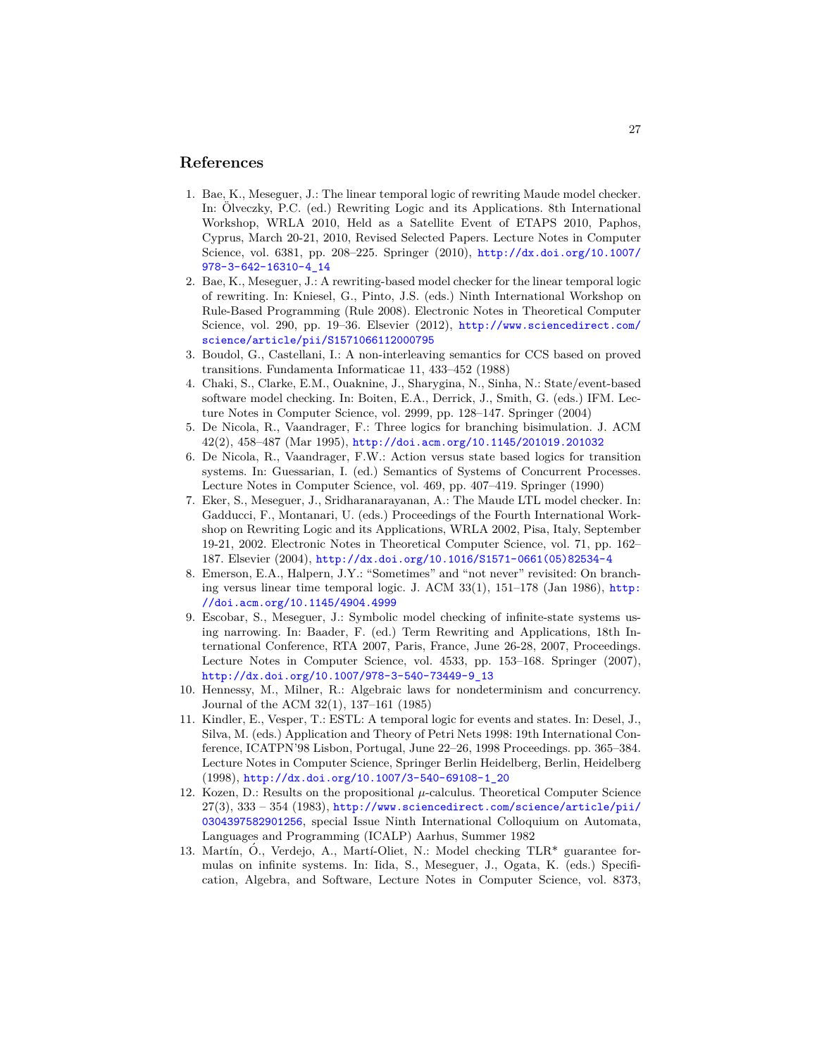## References

1. Bae, K., Meseguer, J.: The linear temporal logic of rewriting Maude model checker. In: Ölveczky, P.C. (ed.) Rewriting Logic and its Applications. 8th International Workshop, WRLA 2010, Held as a Satellite Event of ETAPS 2010, Paphos, Cyprus, March 20-21, 2010, Revised Selected Papers. Lecture Notes in Computer Science, vol. 6381, pp. 208–225. Springer (2010), http://dx.doi.org/10.1007/978-3-642-16310-4_14
2. Bae, K., Meseguer, J.: A rewriting-based model checker for the linear temporal logic of rewriting. In: Kniesel, G., Pinto, J.S. (eds.) Ninth International Workshop on Rule-Based Programming (Rule 2008). Electronic Notes in Theoretical Computer Science, vol. 290, pp. 19–36. Elsevier (2012), http://www.sciencedirect.com/science/article/pii/S1571066112000795
3. Boudol, G., Castellani, I.: A non-interleaving semantics for CCS based on proved transitions. Fundamenta Informaticae 11, 433–452 (1988)
4. Chaki, S., Clarke, E.M., Ouaknine, J., Sharygina, N., Sinha, N.: State/event-based software model checking. In: Boiten, E.A., Derrick, J., Smith, G. (eds.) IFM. Lecture Notes in Computer Science, vol. 2999, pp. 128–147. Springer (2004)
5. De Nicola, R., Vaandrager, F.: Three logics for branching bisimulation. J. ACM 42(2), 458–487 (Mar 1995), http://doi.acm.org/10.1145/201019.201032
6. De Nicola, R., Vaandrager, F.W.: Action versus state based logics for transition systems. In: Guessarian, I. (ed.) Semantics of Systems of Concurrent Processes. Lecture Notes in Computer Science, vol. 469, pp. 407–419. Springer (1990)
7. Eker, S., Meseguer, J., Sridharanarayanan, A.: The Maude LTL model checker. In: Gadducci, F., Montanari, U. (eds.) Proceedings of the Fourth International Workshop on Rewriting Logic and its Applications, WRLA 2002, Pisa, Italy, September 19-21, 2002. Electronic Notes in Theoretical Computer Science, vol. 71, pp. 162–187. Elsevier (2004), http://dx.doi.org/10.1016/S1571-0661(05)82534-4
8. Emerson, E.A., Halpern, J.Y.: "Sometimes" and "not never" revisited: On branching versus linear time temporal logic. J. ACM 33(1), 151–178 (Jan 1986), http://doi.acm.org/10.1145/4904.4999
9. Escobar, S., Meseguer, J.: Symbolic model checking of infinite-state systems using narrowing. In: Baader, F. (ed.) Term Rewriting and Applications, 18th International Conference, RTA 2007, Paris, France, June 26-28, 2007, Proceedings. Lecture Notes in Computer Science, vol. 4533, pp. 153–168. Springer (2007), http://dx.doi.org/10.1007/978-3-540-73449-9_13
10. Hennessy, M., Milner, R.: Algebraic laws for nondeterminism and concurrency. Journal of the ACM 32(1), 137–161 (1985)
11. Kindler, E., Vesper, T.: ESTL: A temporal logic for events and states. In: Desel, J., Silva, M. (eds.) Application and Theory of Petri Nets 1998: 19th International Conference, ICATPN'98 Lisbon, Portugal, June 22–26, 1998 Proceedings. pp. 365–384. Lecture Notes in Computer Science, Springer Berlin Heidelberg, Berlin, Heidelberg (1998), http://dx.doi.org/10.1007/3-540-69108-1_20
12. Kozen, D.: Results on the propositional $\mu$-calculus. Theoretical Computer Science 27(3), 333 – 354 (1983), http://www.sciencedirect.com/science/article/pii/0304397582901256, special Issue Ninth International Colloquium on Automata, Languages and Programming (ICALP) Aarhus, Summer 1982
13. Martín, Ó., Verdejo, A., Martí-Oliet, N.: Model checking TLR* guarantee formulas on infinite systems. In: Iida, S., Meseguer, J., Ogata, K. (eds.) Specification, Algebra, and Software, Lecture Notes in Computer Science, vol. 8373,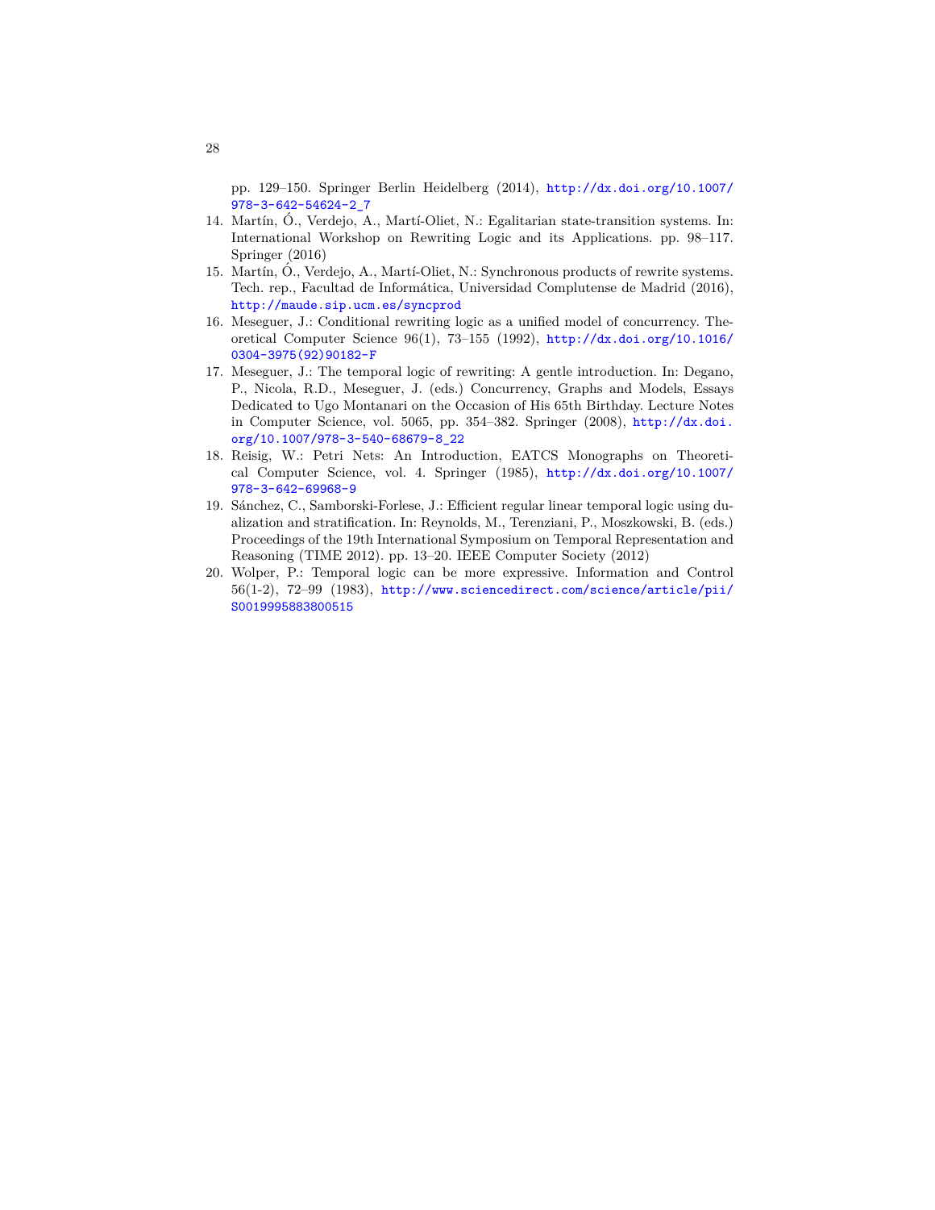pp. 129–150. Springer Berlin Heidelberg (2014), http://dx.doi.org/10.1007/978-3-642-54624-2_7

14. Martín, Ó., Verdejo, A., Martí-Oliet, N.: Egalitarian state-transition systems. In: International Workshop on Rewriting Logic and its Applications. pp. 98–117. Springer (2016)
15. Martín, Ó., Verdejo, A., Martí-Oliet, N.: Synchronous products of rewrite systems. Tech. rep., Facultad de Informática, Universidad Complutense de Madrid (2016), http://maude.sip.ucm.es/syncprod
16. Meseguer, J.: Conditional rewriting logic as a unified model of concurrency. Theoretical Computer Science 96(1), 73–155 (1992), http://dx.doi.org/10.1016/0304-3975(92)90182-F
17. Meseguer, J.: The temporal logic of rewriting: A gentle introduction. In: Degano, P., Nicola, R.D., Meseguer, J. (eds.) Concurrency, Graphs and Models, Essays Dedicated to Ugo Montanari on the Occasion of His 65th Birthday. Lecture Notes in Computer Science, vol. 5065, pp. 354–382. Springer (2008), http://dx.doi.org/10.1007/978-3-540-68679-8_22
18. Reisig, W.: Petri Nets: An Introduction, EATCS Monographs on Theoretical Computer Science, vol. 4. Springer (1985), http://dx.doi.org/10.1007/978-3-642-69968-9
19. Sánchez, C., Samborski-Forlese, J.: Efficient regular linear temporal logic using dualization and stratification. In: Reynolds, M., Terenziani, P., Moszkowski, B. (eds.) Proceedings of the 19th International Symposium on Temporal Representation and Reasoning (TIME 2012). pp. 13–20. IEEE Computer Society (2012)
20. Wolper, P.: Temporal logic can be more expressive. Information and Control 56(1-2), 72–99 (1983), http://www.sciencedirect.com/science/article/pii/S0019995883800515